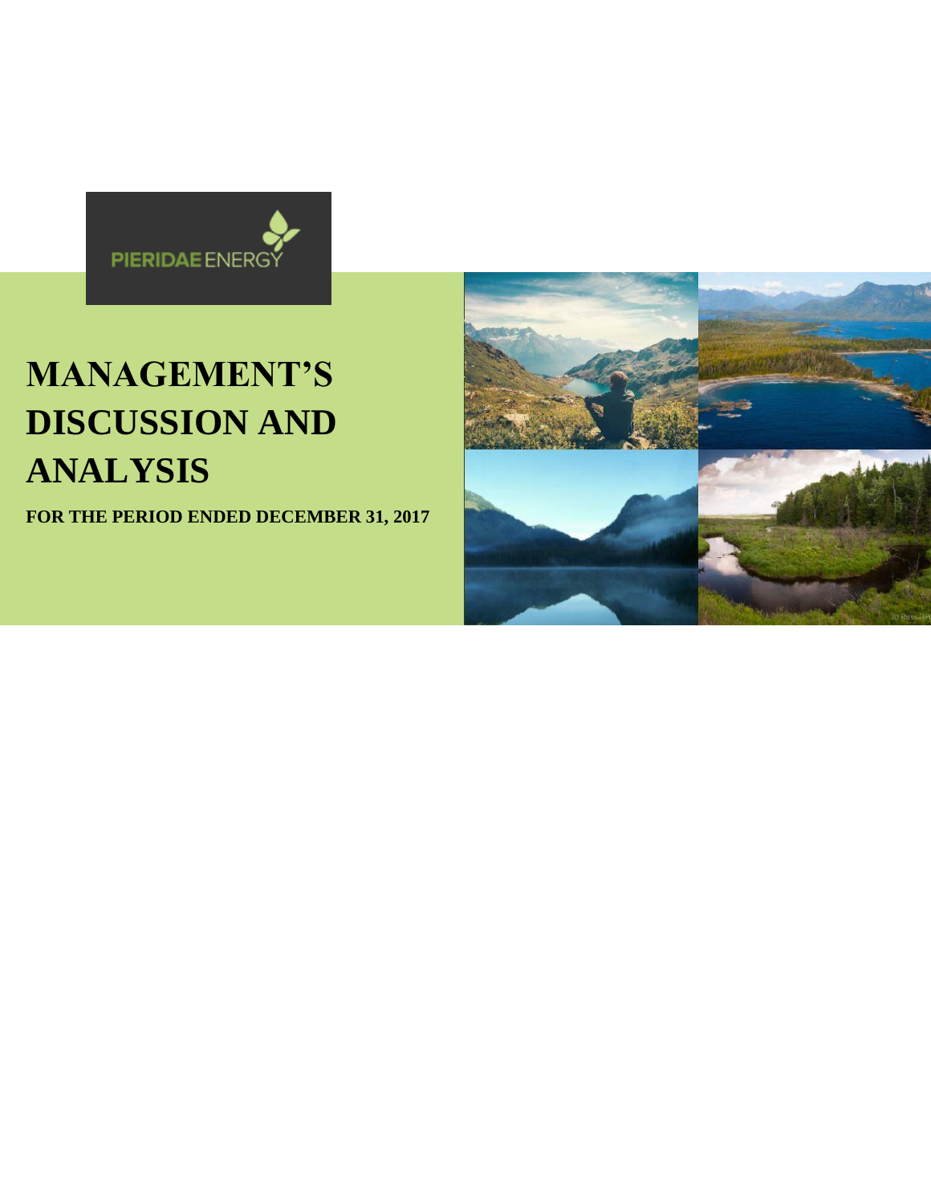PIERIDAE ENERGY

# MANAGEMENT'S DISCUSSION AND ANALYSIS

**FOR THE PERIOD ENDED DECEMBER 31, 2017**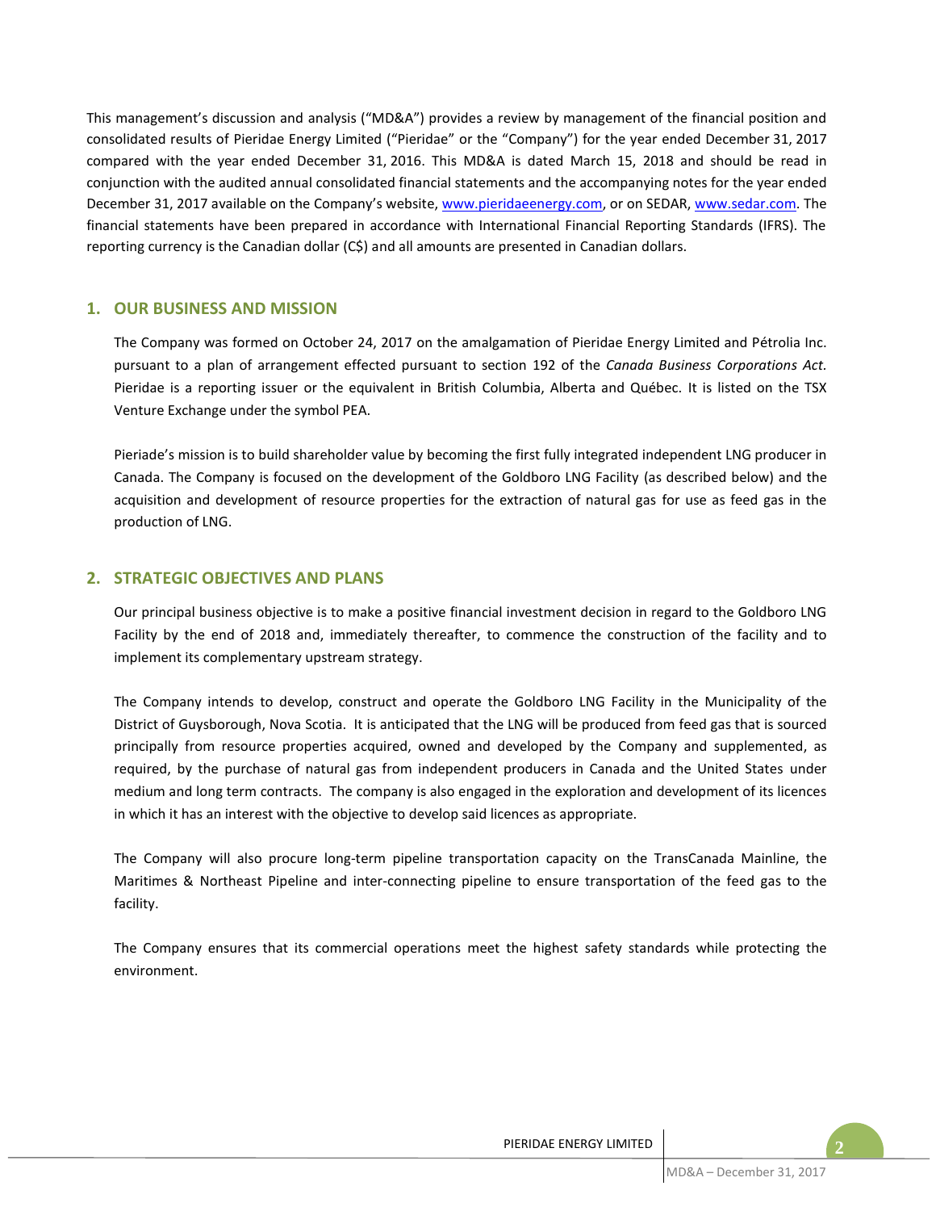This management's discussion and analysis ("MD&A") provides a review by management of the financial position and consolidated results of Pieridae Energy Limited ("Pieridae" or the "Company") for the year ended December 31, 2017 compared with the year ended December 31, 2016. This MD&A is dated March 15, 2018 and should be read in conjunction with the audited annual consolidated financial statements and the accompanying notes for the year ended December 31, 2017 available on the Company's website, www.pieridaeenergy.com, or on SEDAR, www.sedar.com. The financial statements have been prepared in accordance with International Financial Reporting Standards (IFRS). The reporting currency is the Canadian dollar (C$) and all amounts are presented in Canadian dollars.

## 1. OUR BUSINESS AND MISSION

The Company was formed on October 24, 2017 on the amalgamation of Pieridae Energy Limited and Pétrolia Inc. pursuant to a plan of arrangement effected pursuant to section 192 of the *Canada Business Corporations Act.* Pieridae is a reporting issuer or the equivalent in British Columbia, Alberta and Québec. It is listed on the TSX Venture Exchange under the symbol PEA.

Pieriade's mission is to build shareholder value by becoming the first fully integrated independent LNG producer in Canada. The Company is focused on the development of the Goldboro LNG Facility (as described below) and the acquisition and development of resource properties for the extraction of natural gas for use as feed gas in the production of LNG.

## 2. STRATEGIC OBJECTIVES AND PLANS

Our principal business objective is to make a positive financial investment decision in regard to the Goldboro LNG Facility by the end of 2018 and, immediately thereafter, to commence the construction of the facility and to implement its complementary upstream strategy.

The Company intends to develop, construct and operate the Goldboro LNG Facility in the Municipality of the District of Guysborough, Nova Scotia. It is anticipated that the LNG will be produced from feed gas that is sourced principally from resource properties acquired, owned and developed by the Company and supplemented, as required, by the purchase of natural gas from independent producers in Canada and the United States under medium and long term contracts. The company is also engaged in the exploration and development of its licences in which it has an interest with the objective to develop said licences as appropriate.

The Company will also procure long-term pipeline transportation capacity on the TransCanada Mainline, the Maritimes & Northeast Pipeline and inter-connecting pipeline to ensure transportation of the feed gas to the facility.

The Company ensures that its commercial operations meet the highest safety standards while protecting the environment.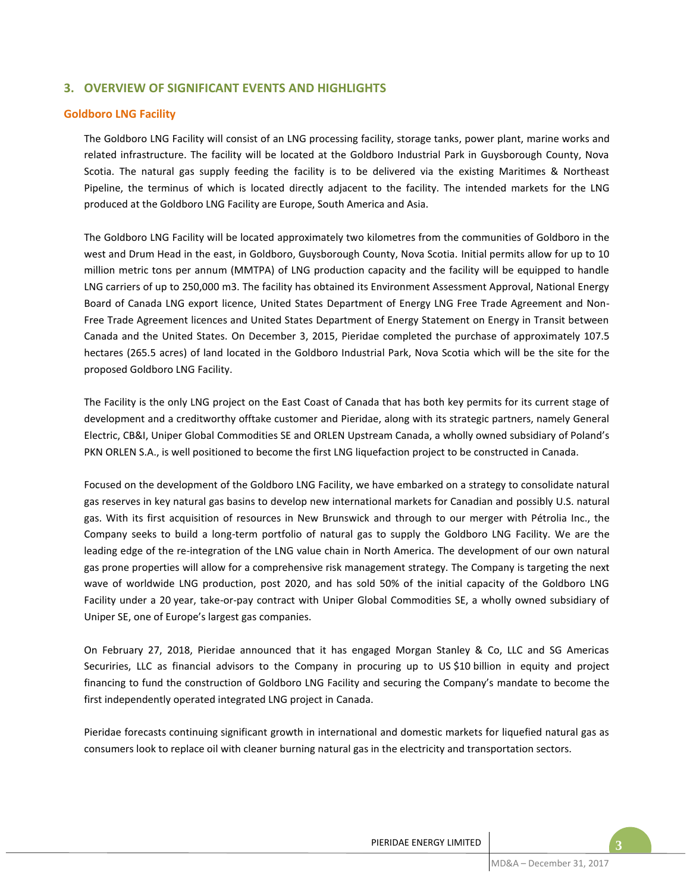## 3. OVERVIEW OF SIGNIFICANT EVENTS AND HIGHLIGHTS

### Goldboro LNG Facility

The Goldboro LNG Facility will consist of an LNG processing facility, storage tanks, power plant, marine works and related infrastructure. The facility will be located at the Goldboro Industrial Park in Guysborough County, Nova Scotia. The natural gas supply feeding the facility is to be delivered via the existing Maritimes & Northeast Pipeline, the terminus of which is located directly adjacent to the facility. The intended markets for the LNG produced at the Goldboro LNG Facility are Europe, South America and Asia.

The Goldboro LNG Facility will be located approximately two kilometres from the communities of Goldboro in the west and Drum Head in the east, in Goldboro, Guysborough County, Nova Scotia. Initial permits allow for up to 10 million metric tons per annum (MMTPA) of LNG production capacity and the facility will be equipped to handle LNG carriers of up to 250,000 m3. The facility has obtained its Environment Assessment Approval, National Energy Board of Canada LNG export licence, United States Department of Energy LNG Free Trade Agreement and Non-Free Trade Agreement licences and United States Department of Energy Statement on Energy in Transit between Canada and the United States. On December 3, 2015, Pieridae completed the purchase of approximately 107.5 hectares (265.5 acres) of land located in the Goldboro Industrial Park, Nova Scotia which will be the site for the proposed Goldboro LNG Facility.

The Facility is the only LNG project on the East Coast of Canada that has both key permits for its current stage of development and a creditworthy offtake customer and Pieridae, along with its strategic partners, namely General Electric, CB&I, Uniper Global Commodities SE and ORLEN Upstream Canada, a wholly owned subsidiary of Poland's PKN ORLEN S.A., is well positioned to become the first LNG liquefaction project to be constructed in Canada.

Focused on the development of the Goldboro LNG Facility, we have embarked on a strategy to consolidate natural gas reserves in key natural gas basins to develop new international markets for Canadian and possibly U.S. natural gas. With its first acquisition of resources in New Brunswick and through to our merger with Pétrolia Inc., the Company seeks to build a long-term portfolio of natural gas to supply the Goldboro LNG Facility. We are the leading edge of the re-integration of the LNG value chain in North America. The development of our own natural gas prone properties will allow for a comprehensive risk management strategy. The Company is targeting the next wave of worldwide LNG production, post 2020, and has sold 50% of the initial capacity of the Goldboro LNG Facility under a 20 year, take-or-pay contract with Uniper Global Commodities SE, a wholly owned subsidiary of Uniper SE, one of Europe's largest gas companies.

On February 27, 2018, Pieridae announced that it has engaged Morgan Stanley & Co, LLC and SG Americas Securiries, LLC as financial advisors to the Company in procuring up to US $10 billion in equity and project financing to fund the construction of Goldboro LNG Facility and securing the Company's mandate to become the first independently operated integrated LNG project in Canada.

Pieridae forecasts continuing significant growth in international and domestic markets for liquefied natural gas as consumers look to replace oil with cleaner burning natural gas in the electricity and transportation sectors.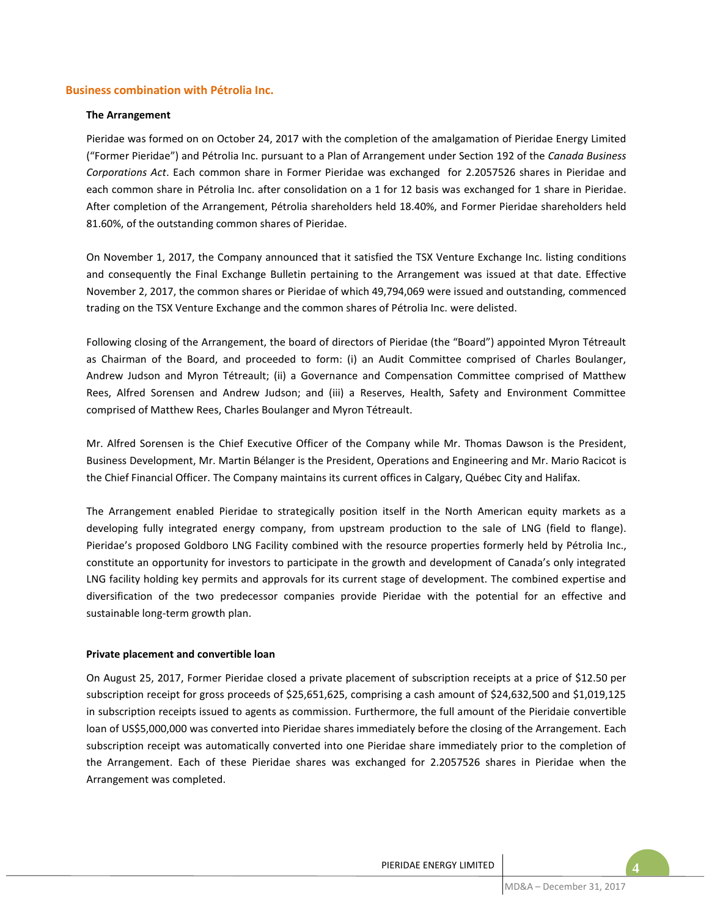## Business combination with Pétrolia Inc.

### The Arrangement

Pieridae was formed on on October 24, 2017 with the completion of the amalgamation of Pieridae Energy Limited ("Former Pieridae") and Pétrolia Inc. pursuant to a Plan of Arrangement under Section 192 of the *Canada Business Corporations Act*. Each common share in Former Pieridae was exchanged for 2.2057526 shares in Pieridae and each common share in Pétrolia Inc. after consolidation on a 1 for 12 basis was exchanged for 1 share in Pieridae. After completion of the Arrangement, Pétrolia shareholders held 18.40%, and Former Pieridae shareholders held 81.60%, of the outstanding common shares of Pieridae.

On November 1, 2017, the Company announced that it satisfied the TSX Venture Exchange Inc. listing conditions and consequently the Final Exchange Bulletin pertaining to the Arrangement was issued at that date. Effective November 2, 2017, the common shares or Pieridae of which 49,794,069 were issued and outstanding, commenced trading on the TSX Venture Exchange and the common shares of Pétrolia Inc. were delisted.

Following closing of the Arrangement, the board of directors of Pieridae (the "Board") appointed Myron Tétreault as Chairman of the Board, and proceeded to form: (i) an Audit Committee comprised of Charles Boulanger, Andrew Judson and Myron Tétreault; (ii) a Governance and Compensation Committee comprised of Matthew Rees, Alfred Sorensen and Andrew Judson; and (iii) a Reserves, Health, Safety and Environment Committee comprised of Matthew Rees, Charles Boulanger and Myron Tétreault.

Mr. Alfred Sorensen is the Chief Executive Officer of the Company while Mr. Thomas Dawson is the President, Business Development, Mr. Martin Bélanger is the President, Operations and Engineering and Mr. Mario Racicot is the Chief Financial Officer. The Company maintains its current offices in Calgary, Québec City and Halifax.

The Arrangement enabled Pieridae to strategically position itself in the North American equity markets as a developing fully integrated energy company, from upstream production to the sale of LNG (field to flange). Pieridae's proposed Goldboro LNG Facility combined with the resource properties formerly held by Pétrolia Inc., constitute an opportunity for investors to participate in the growth and development of Canada's only integrated LNG facility holding key permits and approvals for its current stage of development. The combined expertise and diversification of the two predecessor companies provide Pieridae with the potential for an effective and sustainable long-term growth plan.

### Private placement and convertible loan

On August 25, 2017, Former Pieridae closed a private placement of subscription receipts at a price of $12.50 per subscription receipt for gross proceeds of $25,651,625, comprising a cash amount of $24,632,500 and $1,019,125 in subscription receipts issued to agents as commission. Furthermore, the full amount of the Pieridaie convertible loan of US$5,000,000 was converted into Pieridae shares immediately before the closing of the Arrangement. Each subscription receipt was automatically converted into one Pieridae share immediately prior to the completion of the Arrangement. Each of these Pieridae shares was exchanged for 2.2057526 shares in Pieridae when the Arrangement was completed.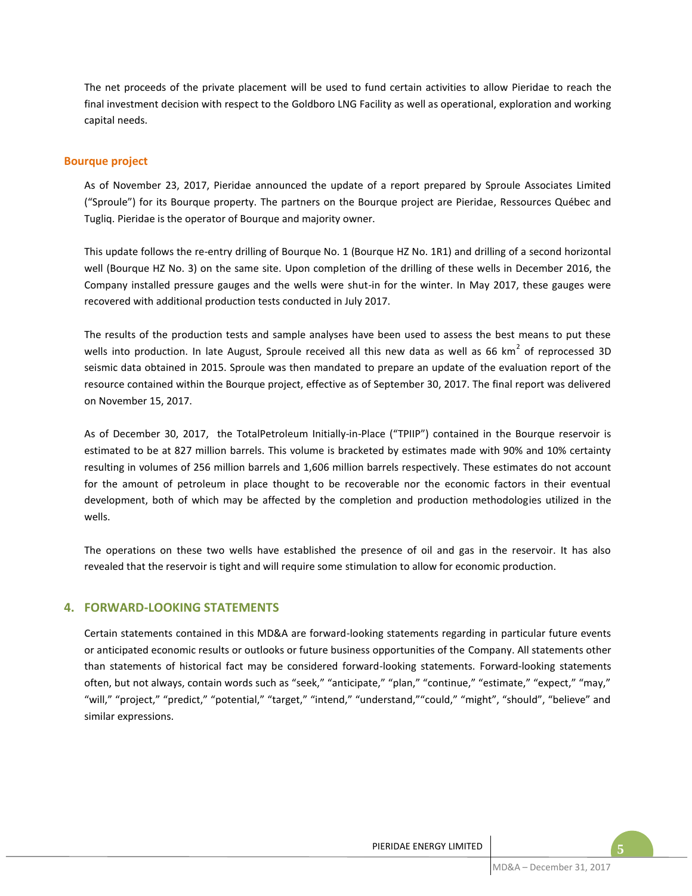The net proceeds of the private placement will be used to fund certain activities to allow Pieridae to reach the final investment decision with respect to the Goldboro LNG Facility as well as operational, exploration and working capital needs.

### Bourque project

As of November 23, 2017, Pieridae announced the update of a report prepared by Sproule Associates Limited ("Sproule") for its Bourque property. The partners on the Bourque project are Pieridae, Ressources Québec and Tugliq. Pieridae is the operator of Bourque and majority owner.

This update follows the re-entry drilling of Bourque No. 1 (Bourque HZ No. 1R1) and drilling of a second horizontal well (Bourque HZ No. 3) on the same site. Upon completion of the drilling of these wells in December 2016, the Company installed pressure gauges and the wells were shut-in for the winter. In May 2017, these gauges were recovered with additional production tests conducted in July 2017.

The results of the production tests and sample analyses have been used to assess the best means to put these wells into production. In late August, Sproule received all this new data as well as 66 km$^2$ of reprocessed 3D seismic data obtained in 2015. Sproule was then mandated to prepare an update of the evaluation report of the resource contained within the Bourque project, effective as of September 30, 2017. The final report was delivered on November 15, 2017.

As of December 30, 2017, the TotalPetroleum Initially-in-Place ("TPIIP") contained in the Bourque reservoir is estimated to be at 827 million barrels. This volume is bracketed by estimates made with 90% and 10% certainty resulting in volumes of 256 million barrels and 1,606 million barrels respectively. These estimates do not account for the amount of petroleum in place thought to be recoverable nor the economic factors in their eventual development, both of which may be affected by the completion and production methodologies utilized in the wells.

The operations on these two wells have established the presence of oil and gas in the reservoir. It has also revealed that the reservoir is tight and will require some stimulation to allow for economic production.

## 4. FORWARD-LOOKING STATEMENTS

Certain statements contained in this MD&A are forward-looking statements regarding in particular future events or anticipated economic results or outlooks or future business opportunities of the Company. All statements other than statements of historical fact may be considered forward-looking statements. Forward-looking statements often, but not always, contain words such as "seek," "anticipate," "plan," "continue," "estimate," "expect," "may," "will," "project," "predict," "potential," "target," "intend," "understand,""could," "might", "should", "believe" and similar expressions.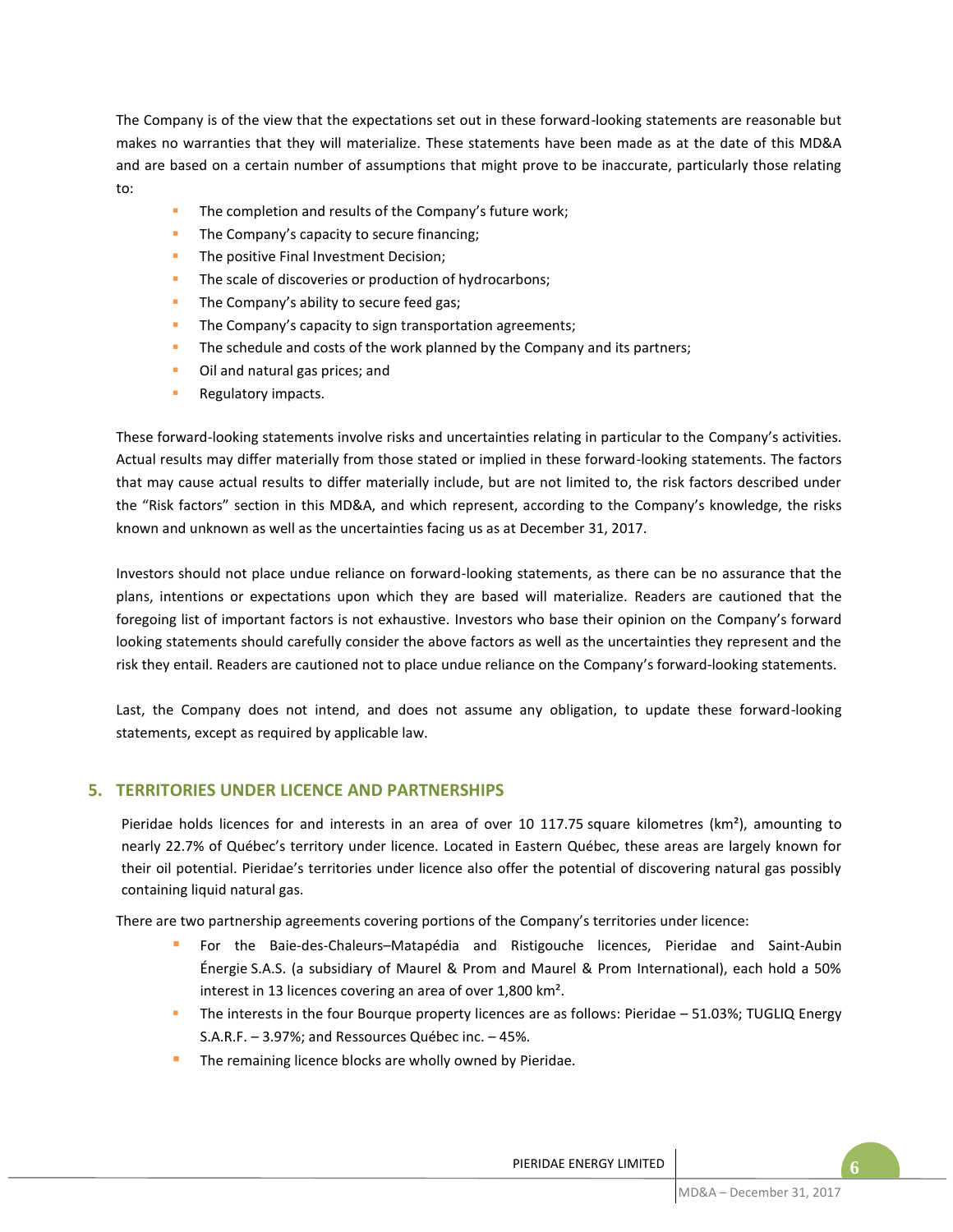The Company is of the view that the expectations set out in these forward-looking statements are reasonable but makes no warranties that they will materialize. These statements have been made as at the date of this MD&A and are based on a certain number of assumptions that might prove to be inaccurate, particularly those relating to:

- The completion and results of the Company's future work;
- The Company's capacity to secure financing;
- The positive Final Investment Decision;
- The scale of discoveries or production of hydrocarbons;
- The Company's ability to secure feed gas;
- The Company's capacity to sign transportation agreements;
- The schedule and costs of the work planned by the Company and its partners;
- Oil and natural gas prices; and
- Regulatory impacts.

These forward-looking statements involve risks and uncertainties relating in particular to the Company's activities. Actual results may differ materially from those stated or implied in these forward-looking statements. The factors that may cause actual results to differ materially include, but are not limited to, the risk factors described under the "Risk factors" section in this MD&A, and which represent, according to the Company's knowledge, the risks known and unknown as well as the uncertainties facing us as at December 31, 2017.

Investors should not place undue reliance on forward-looking statements, as there can be no assurance that the plans, intentions or expectations upon which they are based will materialize. Readers are cautioned that the foregoing list of important factors is not exhaustive. Investors who base their opinion on the Company's forward looking statements should carefully consider the above factors as well as the uncertainties they represent and the risk they entail. Readers are cautioned not to place undue reliance on the Company's forward-looking statements.

Last, the Company does not intend, and does not assume any obligation, to update these forward-looking statements, except as required by applicable law.

## 5. TERRITORIES UNDER LICENCE AND PARTNERSHIPS

Pieridae holds licences for and interests in an area of over 10 117.75 square kilometres (km²), amounting to nearly 22.7% of Québec's territory under licence. Located in Eastern Québec, these areas are largely known for their oil potential. Pieridae's territories under licence also offer the potential of discovering natural gas possibly containing liquid natural gas.

There are two partnership agreements covering portions of the Company's territories under licence:

- For the Baie-des-Chaleurs–Matapédia and Ristigouche licences, Pieridae and Saint-Aubin Énergie S.A.S. (a subsidiary of Maurel & Prom and Maurel & Prom International), each hold a 50% interest in 13 licences covering an area of over 1,800 km².
- The interests in the four Bourque property licences are as follows: Pieridae – 51.03%; TUGLIQ Energy S.A.R.F. – 3.97%; and Ressources Québec inc. – 45%.
- The remaining licence blocks are wholly owned by Pieridae.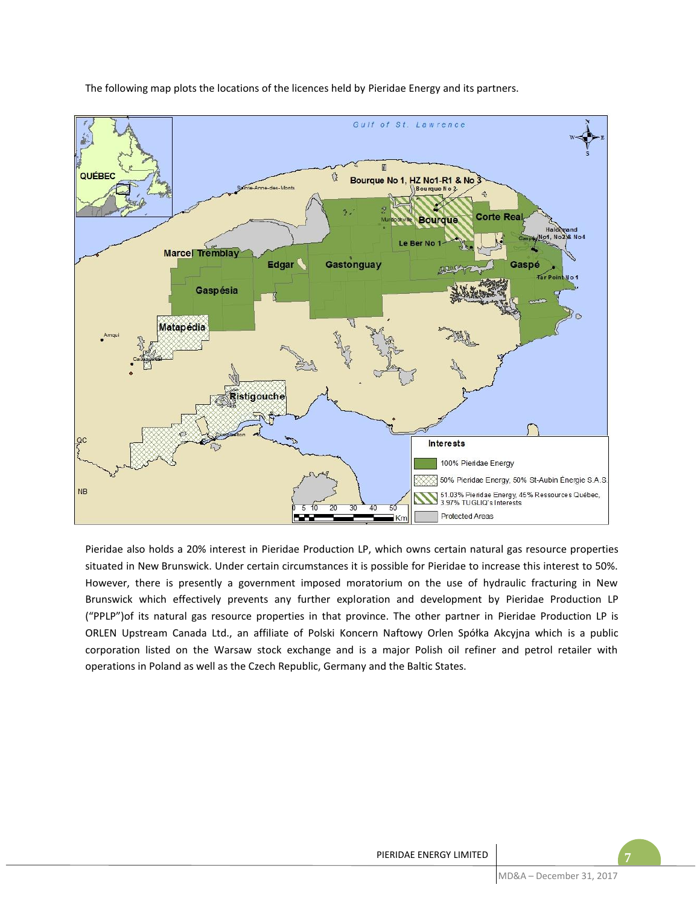The following map plots the locations of the licences held by Pieridae Energy and its partners.

Pieridae also holds a 20% interest in Pieridae Production LP, which owns certain natural gas resource properties situated in New Brunswick. Under certain circumstances it is possible for Pieridae to increase this interest to 50%. However, there is presently a government imposed moratorium on the use of hydraulic fracturing in New Brunswick which effectively prevents any further exploration and development by Pieridae Production LP ("PPLP")of its natural gas resource properties in that province. The other partner in Pieridae Production LP is ORLEN Upstream Canada Ltd., an affiliate of Polski Koncern Naftowy Orlen Spółka Akcyjna which is a public corporation listed on the Warsaw stock exchange and is a major Polish oil refiner and petrol retailer with operations in Poland as well as the Czech Republic, Germany and the Baltic States.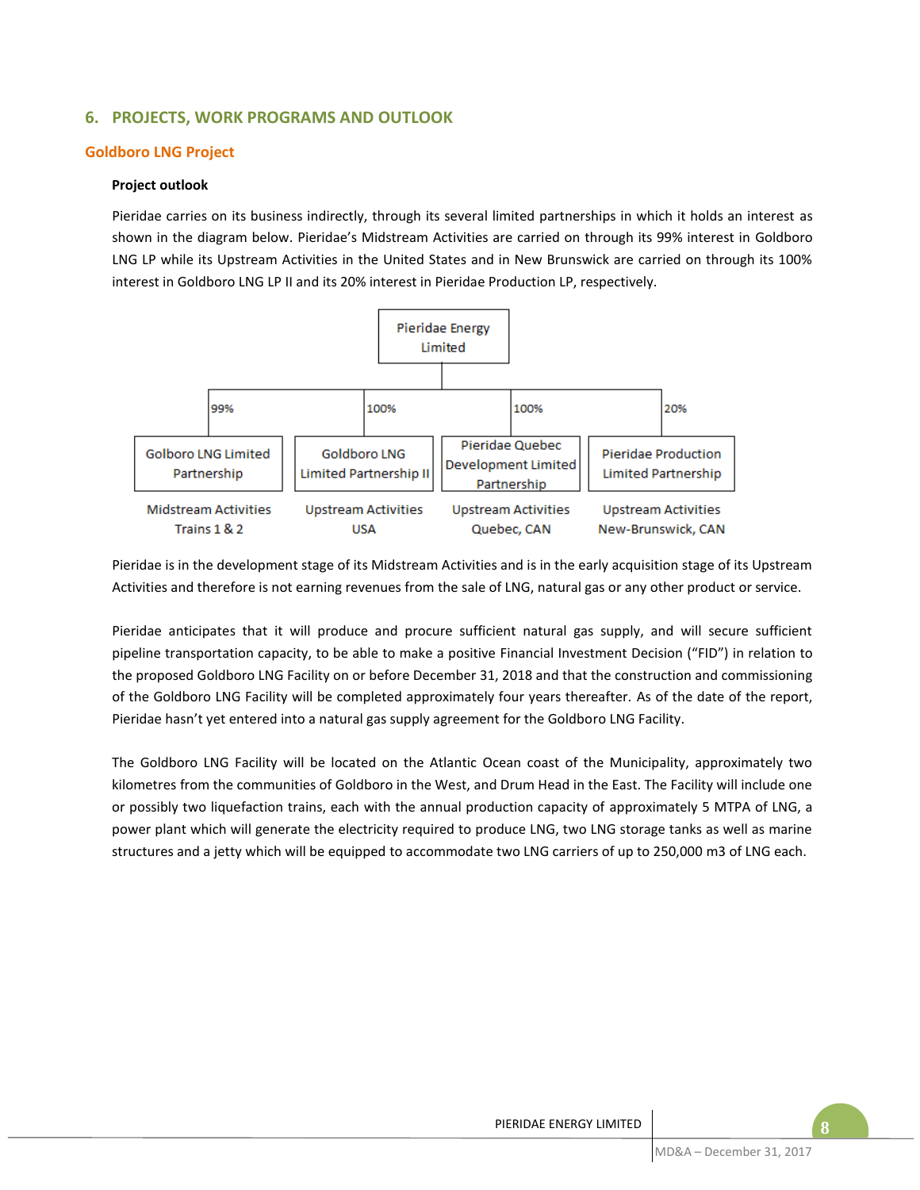## 6. PROJECTS, WORK PROGRAMS AND OUTLOOK

### Goldboro LNG Project

**Project outlook**

Pieridae carries on its business indirectly, through its several limited partnerships in which it holds an interest as shown in the diagram below. Pieridae's Midstream Activities are carried on through its 99% interest in Goldboro LNG LP while its Upstream Activities in the United States and in New Brunswick are carried on through its 100% interest in Goldboro LNG LP II and its 20% interest in Pieridae Production LP, respectively.

Pieridae Energy Limited

| 99% | 100% | 100% | 20% |
|---|---|---|---|
| Golboro LNG Limited Partnership | Goldboro LNG Limited Partnership II | Pieridae Quebec Development Limited Partnership | Pieridae Production Limited Partnership |
| Midstream Activities Trains 1 & 2 | Upstream Activities USA | Upstream Activities Quebec, CAN | Upstream Activities New-Brunswick, CAN |

Pieridae is in the development stage of its Midstream Activities and is in the early acquisition stage of its Upstream Activities and therefore is not earning revenues from the sale of LNG, natural gas or any other product or service.

Pieridae anticipates that it will produce and procure sufficient natural gas supply, and will secure sufficient pipeline transportation capacity, to be able to make a positive Financial Investment Decision ("FID") in relation to the proposed Goldboro LNG Facility on or before December 31, 2018 and that the construction and commissioning of the Goldboro LNG Facility will be completed approximately four years thereafter. As of the date of the report, Pieridae hasn't yet entered into a natural gas supply agreement for the Goldboro LNG Facility.

The Goldboro LNG Facility will be located on the Atlantic Ocean coast of the Municipality, approximately two kilometres from the communities of Goldboro in the West, and Drum Head in the East. The Facility will include one or possibly two liquefaction trains, each with the annual production capacity of approximately 5 MTPA of LNG, a power plant which will generate the electricity required to produce LNG, two LNG storage tanks as well as marine structures and a jetty which will be equipped to accommodate two LNG carriers of up to 250,000 m3 of LNG each.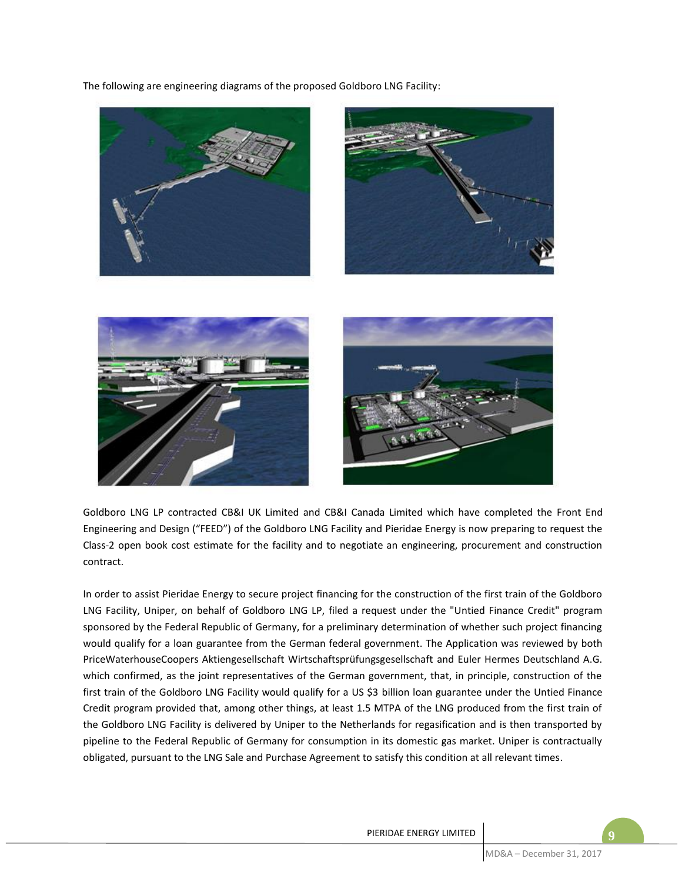The following are engineering diagrams of the proposed Goldboro LNG Facility:

Goldboro LNG LP contracted CB&I UK Limited and CB&I Canada Limited which have completed the Front End Engineering and Design ("FEED") of the Goldboro LNG Facility and Pieridae Energy is now preparing to request the Class-2 open book cost estimate for the facility and to negotiate an engineering, procurement and construction contract.

In order to assist Pieridae Energy to secure project financing for the construction of the first train of the Goldboro LNG Facility, Uniper, on behalf of Goldboro LNG LP, filed a request under the "Untied Finance Credit" program sponsored by the Federal Republic of Germany, for a preliminary determination of whether such project financing would qualify for a loan guarantee from the German federal government. The Application was reviewed by both PriceWaterhouseCoopers Aktiengesellschaft Wirtschaftsprüfungsgesellschaft and Euler Hermes Deutschland A.G. which confirmed, as the joint representatives of the German government, that, in principle, construction of the first train of the Goldboro LNG Facility would qualify for a US $3 billion loan guarantee under the Untied Finance Credit program provided that, among other things, at least 1.5 MTPA of the LNG produced from the first train of the Goldboro LNG Facility is delivered by Uniper to the Netherlands for regasification and is then transported by pipeline to the Federal Republic of Germany for consumption in its domestic gas market. Uniper is contractually obligated, pursuant to the LNG Sale and Purchase Agreement to satisfy this condition at all relevant times.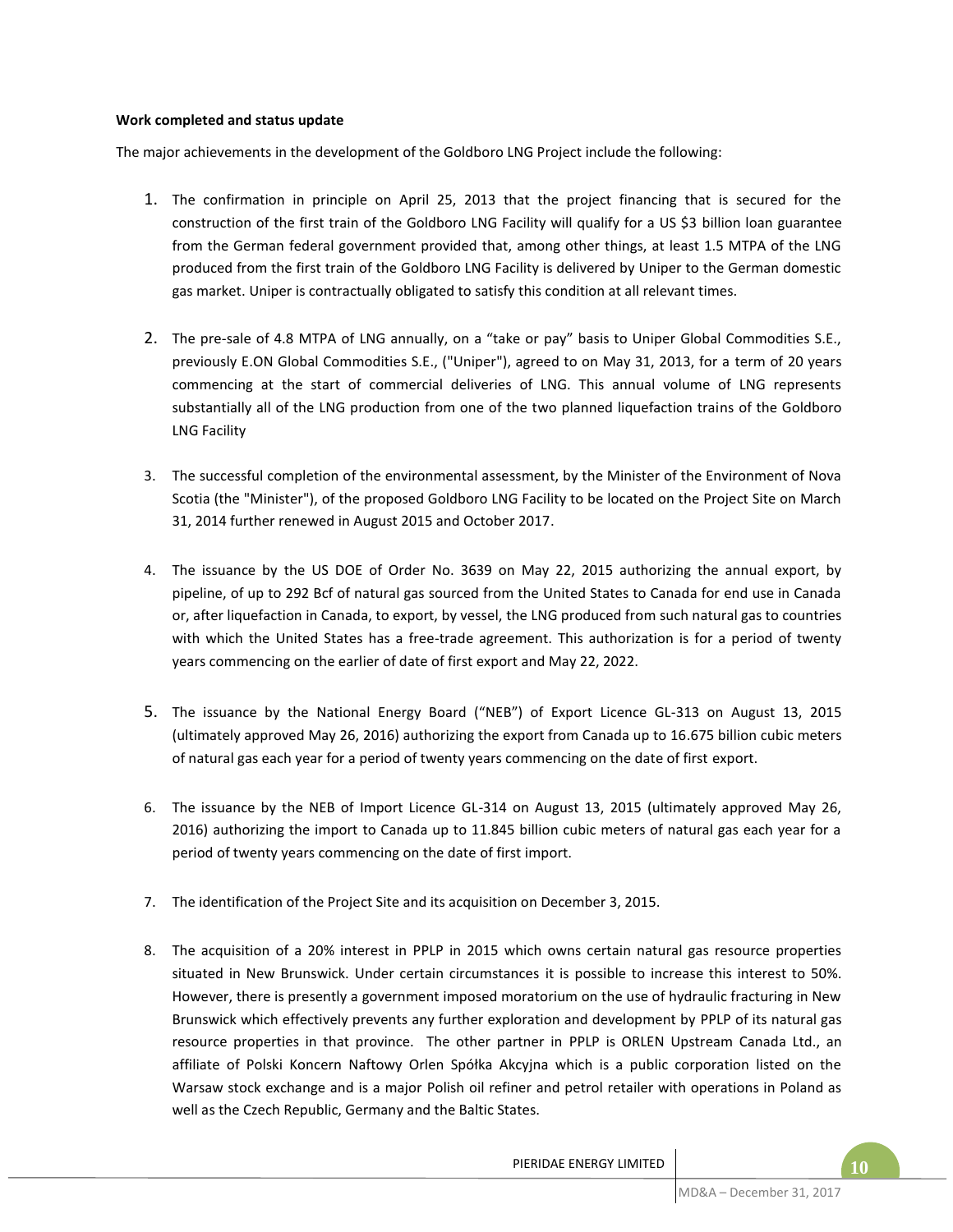**Work completed and status update**

The major achievements in the development of the Goldboro LNG Project include the following:

1. The confirmation in principle on April 25, 2013 that the project financing that is secured for the construction of the first train of the Goldboro LNG Facility will qualify for a US $3 billion loan guarantee from the German federal government provided that, among other things, at least 1.5 MTPA of the LNG produced from the first train of the Goldboro LNG Facility is delivered by Uniper to the German domestic gas market. Uniper is contractually obligated to satisfy this condition at all relevant times.

2. The pre-sale of 4.8 MTPA of LNG annually, on a "take or pay" basis to Uniper Global Commodities S.E., previously E.ON Global Commodities S.E., ("Uniper"), agreed to on May 31, 2013, for a term of 20 years commencing at the start of commercial deliveries of LNG. This annual volume of LNG represents substantially all of the LNG production from one of the two planned liquefaction trains of the Goldboro LNG Facility

3. The successful completion of the environmental assessment, by the Minister of the Environment of Nova Scotia (the "Minister"), of the proposed Goldboro LNG Facility to be located on the Project Site on March 31, 2014 further renewed in August 2015 and October 2017.

4. The issuance by the US DOE of Order No. 3639 on May 22, 2015 authorizing the annual export, by pipeline, of up to 292 Bcf of natural gas sourced from the United States to Canada for end use in Canada or, after liquefaction in Canada, to export, by vessel, the LNG produced from such natural gas to countries with which the United States has a free-trade agreement. This authorization is for a period of twenty years commencing on the earlier of date of first export and May 22, 2022.

5. The issuance by the National Energy Board ("NEB") of Export Licence GL-313 on August 13, 2015 (ultimately approved May 26, 2016) authorizing the export from Canada up to 16.675 billion cubic meters of natural gas each year for a period of twenty years commencing on the date of first export.

6. The issuance by the NEB of Import Licence GL-314 on August 13, 2015 (ultimately approved May 26, 2016) authorizing the import to Canada up to 11.845 billion cubic meters of natural gas each year for a period of twenty years commencing on the date of first import.

7. The identification of the Project Site and its acquisition on December 3, 2015.

8. The acquisition of a 20% interest in PPLP in 2015 which owns certain natural gas resource properties situated in New Brunswick. Under certain circumstances it is possible to increase this interest to 50%. However, there is presently a government imposed moratorium on the use of hydraulic fracturing in New Brunswick which effectively prevents any further exploration and development by PPLP of its natural gas resource properties in that province. The other partner in PPLP is ORLEN Upstream Canada Ltd., an affiliate of Polski Koncern Naftowy Orlen Spółka Akcyjna which is a public corporation listed on the Warsaw stock exchange and is a major Polish oil refiner and petrol retailer with operations in Poland as well as the Czech Republic, Germany and the Baltic States.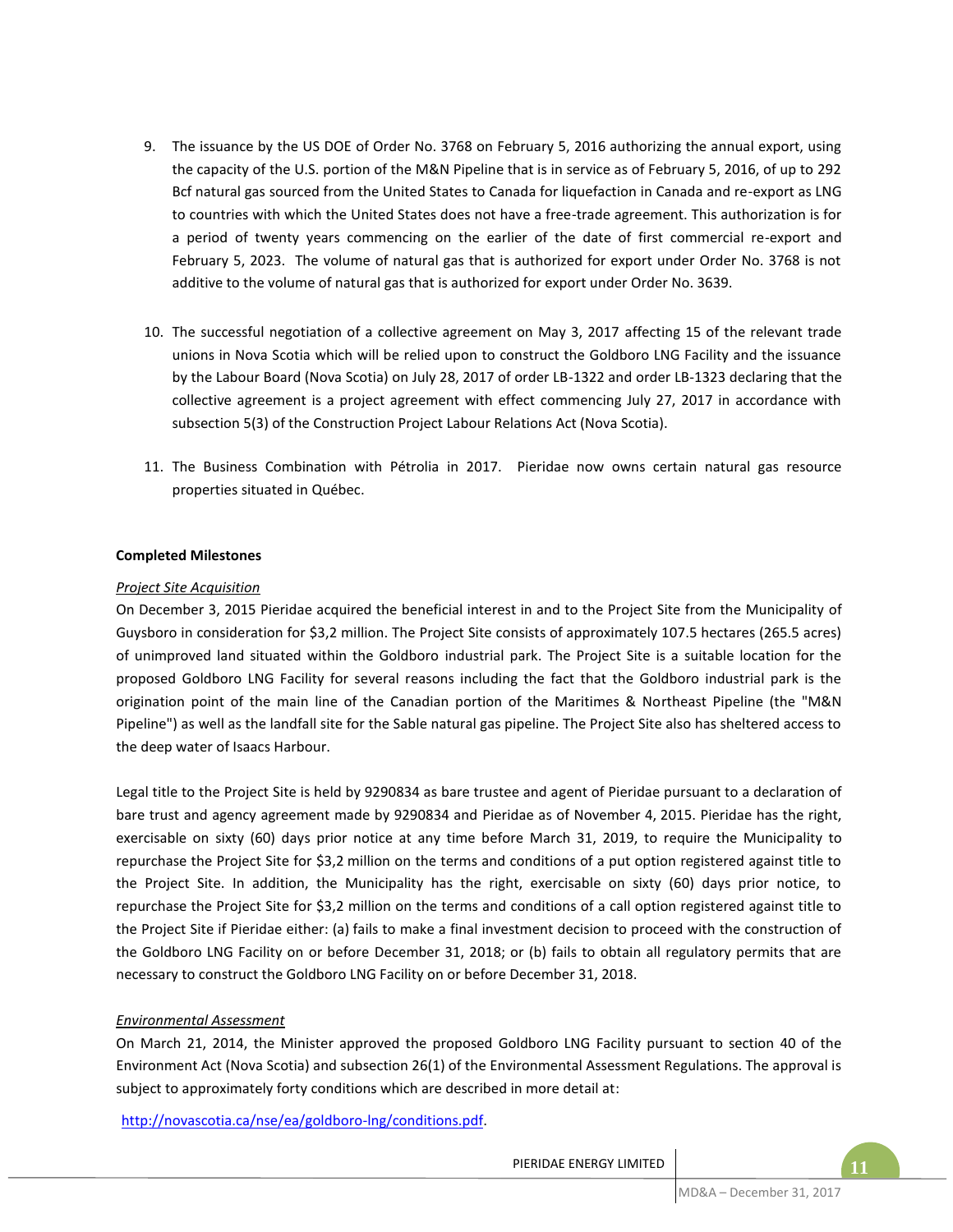9. The issuance by the US DOE of Order No. 3768 on February 5, 2016 authorizing the annual export, using the capacity of the U.S. portion of the M&N Pipeline that is in service as of February 5, 2016, of up to 292 Bcf natural gas sourced from the United States to Canada for liquefaction in Canada and re-export as LNG to countries with which the United States does not have a free-trade agreement. This authorization is for a period of twenty years commencing on the earlier of the date of first commercial re-export and February 5, 2023. The volume of natural gas that is authorized for export under Order No. 3768 is not additive to the volume of natural gas that is authorized for export under Order No. 3639.

10. The successful negotiation of a collective agreement on May 3, 2017 affecting 15 of the relevant trade unions in Nova Scotia which will be relied upon to construct the Goldboro LNG Facility and the issuance by the Labour Board (Nova Scotia) on July 28, 2017 of order LB-1322 and order LB-1323 declaring that the collective agreement is a project agreement with effect commencing July 27, 2017 in accordance with subsection 5(3) of the Construction Project Labour Relations Act (Nova Scotia).

11. The Business Combination with Pétrolia in 2017. Pieridae now owns certain natural gas resource properties situated in Québec.

**Completed Milestones**

*Project Site Acquisition*

On December 3, 2015 Pieridae acquired the beneficial interest in and to the Project Site from the Municipality of Guysboro in consideration for $3,2 million. The Project Site consists of approximately 107.5 hectares (265.5 acres) of unimproved land situated within the Goldboro industrial park. The Project Site is a suitable location for the proposed Goldboro LNG Facility for several reasons including the fact that the Goldboro industrial park is the origination point of the main line of the Canadian portion of the Maritimes & Northeast Pipeline (the "M&N Pipeline") as well as the landfall site for the Sable natural gas pipeline. The Project Site also has sheltered access to the deep water of Isaacs Harbour.

Legal title to the Project Site is held by 9290834 as bare trustee and agent of Pieridae pursuant to a declaration of bare trust and agency agreement made by 9290834 and Pieridae as of November 4, 2015. Pieridae has the right, exercisable on sixty (60) days prior notice at any time before March 31, 2019, to require the Municipality to repurchase the Project Site for $3,2 million on the terms and conditions of a put option registered against title to the Project Site. In addition, the Municipality has the right, exercisable on sixty (60) days prior notice, to repurchase the Project Site for $3,2 million on the terms and conditions of a call option registered against title to the Project Site if Pieridae either: (a) fails to make a final investment decision to proceed with the construction of the Goldboro LNG Facility on or before December 31, 2018; or (b) fails to obtain all regulatory permits that are necessary to construct the Goldboro LNG Facility on or before December 31, 2018.

*Environmental Assessment*

On March 21, 2014, the Minister approved the proposed Goldboro LNG Facility pursuant to section 40 of the Environment Act (Nova Scotia) and subsection 26(1) of the Environmental Assessment Regulations. The approval is subject to approximately forty conditions which are described in more detail at:

http://novascotia.ca/nse/ea/goldboro-lng/conditions.pdf.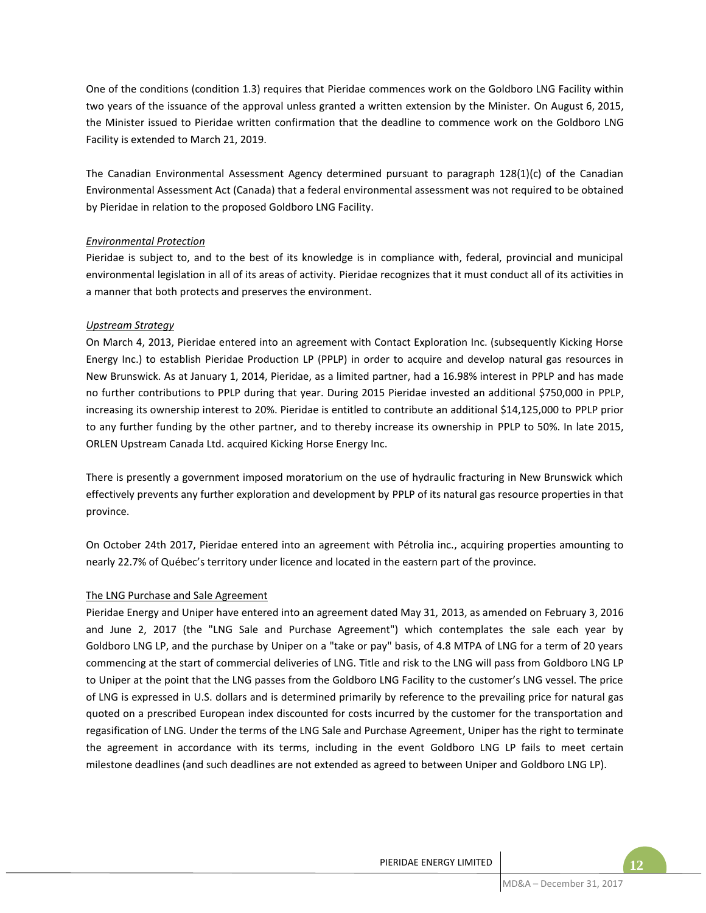One of the conditions (condition 1.3) requires that Pieridae commences work on the Goldboro LNG Facility within two years of the issuance of the approval unless granted a written extension by the Minister. On August 6, 2015, the Minister issued to Pieridae written confirmation that the deadline to commence work on the Goldboro LNG Facility is extended to March 21, 2019.

The Canadian Environmental Assessment Agency determined pursuant to paragraph 128(1)(c) of the Canadian Environmental Assessment Act (Canada) that a federal environmental assessment was not required to be obtained by Pieridae in relation to the proposed Goldboro LNG Facility.

*Environmental Protection*

Pieridae is subject to, and to the best of its knowledge is in compliance with, federal, provincial and municipal environmental legislation in all of its areas of activity. Pieridae recognizes that it must conduct all of its activities in a manner that both protects and preserves the environment.

*Upstream Strategy*

On March 4, 2013, Pieridae entered into an agreement with Contact Exploration Inc. (subsequently Kicking Horse Energy Inc.) to establish Pieridae Production LP (PPLP) in order to acquire and develop natural gas resources in New Brunswick. As at January 1, 2014, Pieridae, as a limited partner, had a 16.98% interest in PPLP and has made no further contributions to PPLP during that year. During 2015 Pieridae invested an additional $750,000 in PPLP, increasing its ownership interest to 20%. Pieridae is entitled to contribute an additional $14,125,000 to PPLP prior to any further funding by the other partner, and to thereby increase its ownership in PPLP to 50%. In late 2015, ORLEN Upstream Canada Ltd. acquired Kicking Horse Energy Inc.

There is presently a government imposed moratorium on the use of hydraulic fracturing in New Brunswick which effectively prevents any further exploration and development by PPLP of its natural gas resource properties in that province.

On October 24th 2017, Pieridae entered into an agreement with Pétrolia inc., acquiring properties amounting to nearly 22.7% of Québec's territory under licence and located in the eastern part of the province.

The LNG Purchase and Sale Agreement

Pieridae Energy and Uniper have entered into an agreement dated May 31, 2013, as amended on February 3, 2016 and June 2, 2017 (the "LNG Sale and Purchase Agreement") which contemplates the sale each year by Goldboro LNG LP, and the purchase by Uniper on a "take or pay" basis, of 4.8 MTPA of LNG for a term of 20 years commencing at the start of commercial deliveries of LNG. Title and risk to the LNG will pass from Goldboro LNG LP to Uniper at the point that the LNG passes from the Goldboro LNG Facility to the customer's LNG vessel. The price of LNG is expressed in U.S. dollars and is determined primarily by reference to the prevailing price for natural gas quoted on a prescribed European index discounted for costs incurred by the customer for the transportation and regasification of LNG. Under the terms of the LNG Sale and Purchase Agreement, Uniper has the right to terminate the agreement in accordance with its terms, including in the event Goldboro LNG LP fails to meet certain milestone deadlines (and such deadlines are not extended as agreed to between Uniper and Goldboro LNG LP).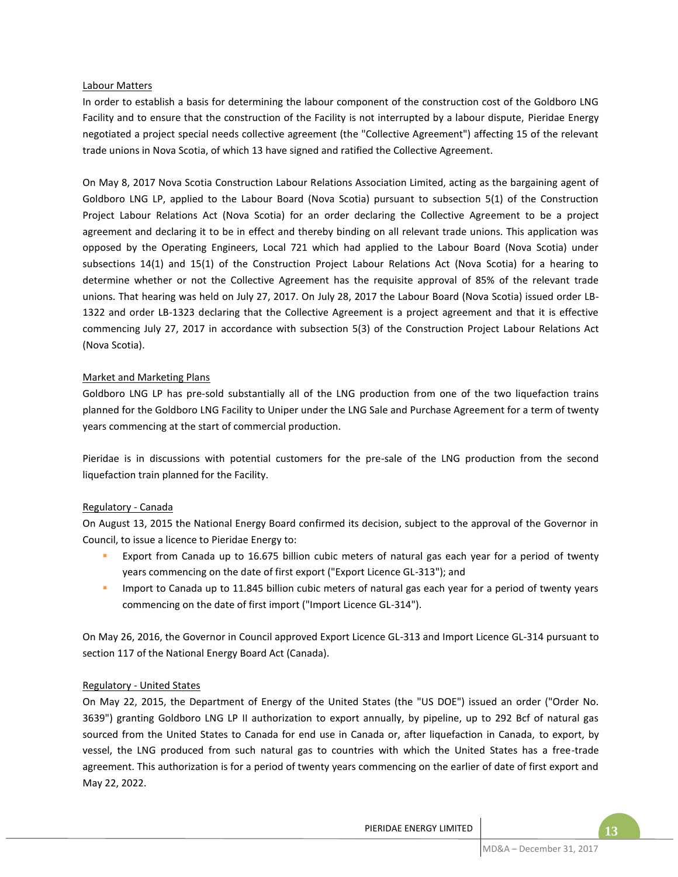### Labour Matters

In order to establish a basis for determining the labour component of the construction cost of the Goldboro LNG Facility and to ensure that the construction of the Facility is not interrupted by a labour dispute, Pieridae Energy negotiated a project special needs collective agreement (the "Collective Agreement") affecting 15 of the relevant trade unions in Nova Scotia, of which 13 have signed and ratified the Collective Agreement.

On May 8, 2017 Nova Scotia Construction Labour Relations Association Limited, acting as the bargaining agent of Goldboro LNG LP, applied to the Labour Board (Nova Scotia) pursuant to subsection 5(1) of the Construction Project Labour Relations Act (Nova Scotia) for an order declaring the Collective Agreement to be a project agreement and declaring it to be in effect and thereby binding on all relevant trade unions. This application was opposed by the Operating Engineers, Local 721 which had applied to the Labour Board (Nova Scotia) under subsections 14(1) and 15(1) of the Construction Project Labour Relations Act (Nova Scotia) for a hearing to determine whether or not the Collective Agreement has the requisite approval of 85% of the relevant trade unions. That hearing was held on July 27, 2017. On July 28, 2017 the Labour Board (Nova Scotia) issued order LB-1322 and order LB-1323 declaring that the Collective Agreement is a project agreement and that it is effective commencing July 27, 2017 in accordance with subsection 5(3) of the Construction Project Labour Relations Act (Nova Scotia).

### Market and Marketing Plans

Goldboro LNG LP has pre-sold substantially all of the LNG production from one of the two liquefaction trains planned for the Goldboro LNG Facility to Uniper under the LNG Sale and Purchase Agreement for a term of twenty years commencing at the start of commercial production.

Pieridae is in discussions with potential customers for the pre-sale of the LNG production from the second liquefaction train planned for the Facility.

### Regulatory - Canada

On August 13, 2015 the National Energy Board confirmed its decision, subject to the approval of the Governor in Council, to issue a licence to Pieridae Energy to:

- Export from Canada up to 16.675 billion cubic meters of natural gas each year for a period of twenty years commencing on the date of first export ("Export Licence GL-313"); and
- Import to Canada up to 11.845 billion cubic meters of natural gas each year for a period of twenty years commencing on the date of first import ("Import Licence GL-314").

On May 26, 2016, the Governor in Council approved Export Licence GL-313 and Import Licence GL-314 pursuant to section 117 of the National Energy Board Act (Canada).

### Regulatory - United States

On May 22, 2015, the Department of Energy of the United States (the "US DOE") issued an order ("Order No. 3639") granting Goldboro LNG LP II authorization to export annually, by pipeline, up to 292 Bcf of natural gas sourced from the United States to Canada for end use in Canada or, after liquefaction in Canada, to export, by vessel, the LNG produced from such natural gas to countries with which the United States has a free-trade agreement. This authorization is for a period of twenty years commencing on the earlier of date of first export and May 22, 2022.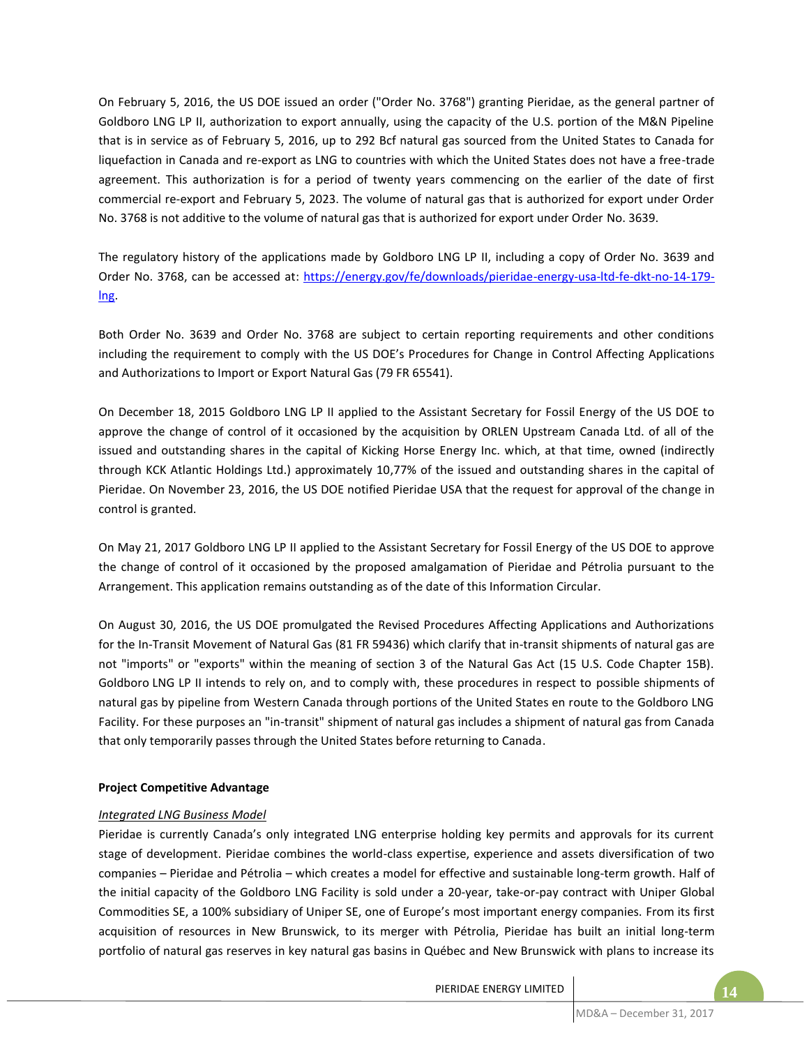On February 5, 2016, the US DOE issued an order ("Order No. 3768") granting Pieridae, as the general partner of Goldboro LNG LP II, authorization to export annually, using the capacity of the U.S. portion of the M&N Pipeline that is in service as of February 5, 2016, up to 292 Bcf natural gas sourced from the United States to Canada for liquefaction in Canada and re-export as LNG to countries with which the United States does not have a free-trade agreement. This authorization is for a period of twenty years commencing on the earlier of the date of first commercial re-export and February 5, 2023. The volume of natural gas that is authorized for export under Order No. 3768 is not additive to the volume of natural gas that is authorized for export under Order No. 3639.

The regulatory history of the applications made by Goldboro LNG LP II, including a copy of Order No. 3639 and Order No. 3768, can be accessed at: [https://energy.gov/fe/downloads/pieridae-energy-usa-ltd-fe-dkt-no-14-179-lng](https://energy.gov/fe/downloads/pieridae-energy-usa-ltd-fe-dkt-no-14-179-lng).

Both Order No. 3639 and Order No. 3768 are subject to certain reporting requirements and other conditions including the requirement to comply with the US DOE's Procedures for Change in Control Affecting Applications and Authorizations to Import or Export Natural Gas (79 FR 65541).

On December 18, 2015 Goldboro LNG LP II applied to the Assistant Secretary for Fossil Energy of the US DOE to approve the change of control of it occasioned by the acquisition by ORLEN Upstream Canada Ltd. of all of the issued and outstanding shares in the capital of Kicking Horse Energy Inc. which, at that time, owned (indirectly through KCK Atlantic Holdings Ltd.) approximately 10,77% of the issued and outstanding shares in the capital of Pieridae. On November 23, 2016, the US DOE notified Pieridae USA that the request for approval of the change in control is granted.

On May 21, 2017 Goldboro LNG LP II applied to the Assistant Secretary for Fossil Energy of the US DOE to approve the change of control of it occasioned by the proposed amalgamation of Pieridae and Pétrolia pursuant to the Arrangement. This application remains outstanding as of the date of this Information Circular.

On August 30, 2016, the US DOE promulgated the Revised Procedures Affecting Applications and Authorizations for the In-Transit Movement of Natural Gas (81 FR 59436) which clarify that in-transit shipments of natural gas are not "imports" or "exports" within the meaning of section 3 of the Natural Gas Act (15 U.S. Code Chapter 15B). Goldboro LNG LP II intends to rely on, and to comply with, these procedures in respect to possible shipments of natural gas by pipeline from Western Canada through portions of the United States en route to the Goldboro LNG Facility. For these purposes an "in-transit" shipment of natural gas includes a shipment of natural gas from Canada that only temporarily passes through the United States before returning to Canada.

**Project Competitive Advantage**

*Integrated LNG Business Model*

Pieridae is currently Canada's only integrated LNG enterprise holding key permits and approvals for its current stage of development. Pieridae combines the world-class expertise, experience and assets diversification of two companies – Pieridae and Pétrolia – which creates a model for effective and sustainable long-term growth. Half of the initial capacity of the Goldboro LNG Facility is sold under a 20-year, take-or-pay contract with Uniper Global Commodities SE, a 100% subsidiary of Uniper SE, one of Europe's most important energy companies. From its first acquisition of resources in New Brunswick, to its merger with Pétrolia, Pieridae has built an initial long-term portfolio of natural gas reserves in key natural gas basins in Québec and New Brunswick with plans to increase its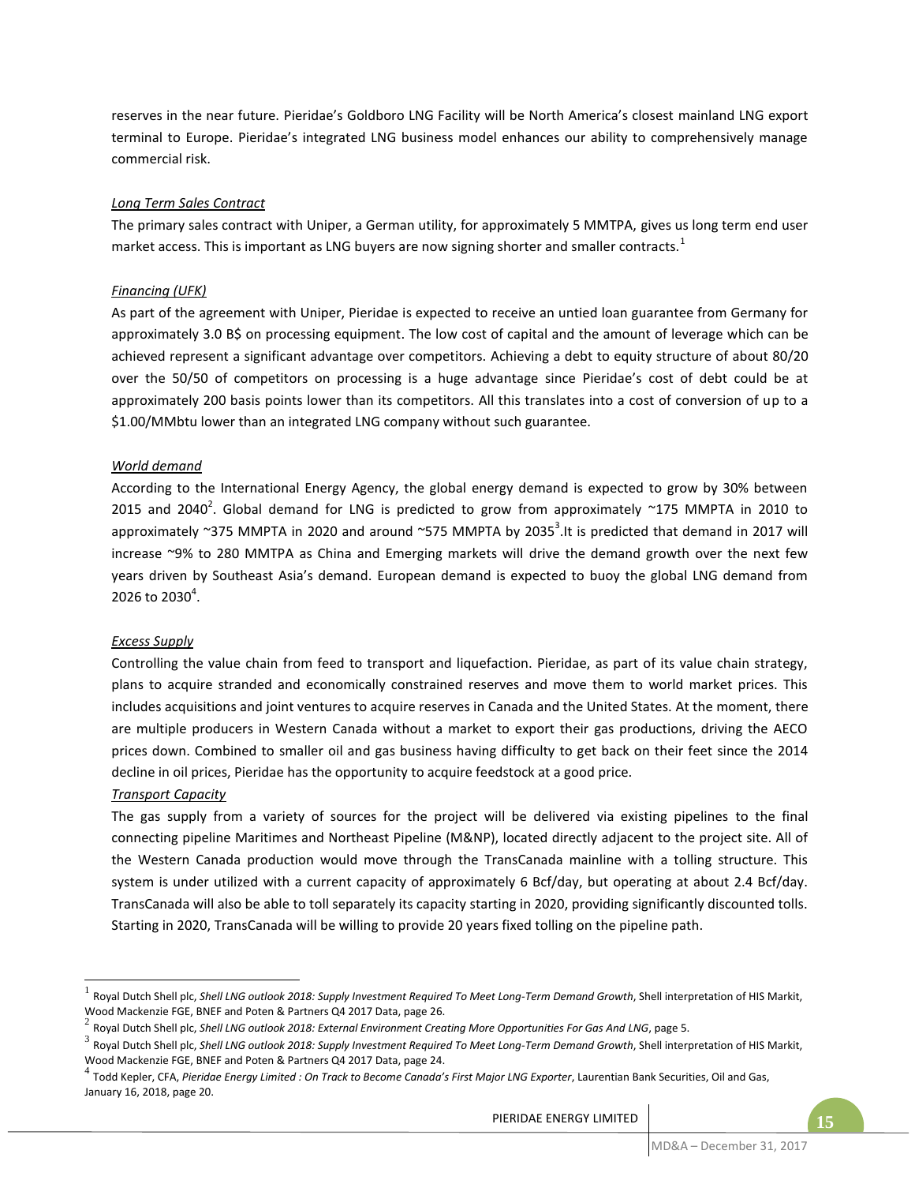reserves in the near future. Pieridae's Goldboro LNG Facility will be North America's closest mainland LNG export terminal to Europe. Pieridae's integrated LNG business model enhances our ability to comprehensively manage commercial risk.

*Long Term Sales Contract*

The primary sales contract with Uniper, a German utility, for approximately 5 MMTPA, gives us long term end user market access. This is important as LNG buyers are now signing shorter and smaller contracts.[1]

*Financing (UFK)*

As part of the agreement with Uniper, Pieridae is expected to receive an untied loan guarantee from Germany for approximately 3.0 B$ on processing equipment. The low cost of capital and the amount of leverage which can be achieved represent a significant advantage over competitors. Achieving a debt to equity structure of about 80/20 over the 50/50 of competitors on processing is a huge advantage since Pieridae's cost of debt could be at approximately 200 basis points lower than its competitors. All this translates into a cost of conversion of up to a $1.00/MMbtu lower than an integrated LNG company without such guarantee.

*World demand*

According to the International Energy Agency, the global energy demand is expected to grow by 30% between 2015 and 2040[2]. Global demand for LNG is predicted to grow from approximately ~175 MMPTA in 2010 to approximately ~375 MMPTA in 2020 and around ~575 MMPTA by 2035[3].It is predicted that demand in 2017 will increase ~9% to 280 MMTPA as China and Emerging markets will drive the demand growth over the next few years driven by Southeast Asia's demand. European demand is expected to buoy the global LNG demand from 2026 to 2030[4].

*Excess Supply*

Controlling the value chain from feed to transport and liquefaction. Pieridae, as part of its value chain strategy, plans to acquire stranded and economically constrained reserves and move them to world market prices. This includes acquisitions and joint ventures to acquire reserves in Canada and the United States. At the moment, there are multiple producers in Western Canada without a market to export their gas productions, driving the AECO prices down. Combined to smaller oil and gas business having difficulty to get back on their feet since the 2014 decline in oil prices, Pieridae has the opportunity to acquire feedstock at a good price.

*Transport Capacity*

The gas supply from a variety of sources for the project will be delivered via existing pipelines to the final connecting pipeline Maritimes and Northeast Pipeline (M&NP), located directly adjacent to the project site. All of the Western Canada production would move through the TransCanada mainline with a tolling structure. This system is under utilized with a current capacity of approximately 6 Bcf/day, but operating at about 2.4 Bcf/day. TransCanada will also be able to toll separately its capacity starting in 2020, providing significantly discounted tolls. Starting in 2020, TransCanada will be willing to provide 20 years fixed tolling on the pipeline path.

---

[1] Royal Dutch Shell plc, *Shell LNG outlook 2018: Supply Investment Required To Meet Long-Term Demand Growth*, Shell interpretation of HIS Markit, Wood Mackenzie FGE, BNEF and Poten & Partners Q4 2017 Data, page 26.

[2] Royal Dutch Shell plc, *Shell LNG outlook 2018: External Environment Creating More Opportunities For Gas And LNG*, page 5.

[3] Royal Dutch Shell plc, *Shell LNG outlook 2018: Supply Investment Required To Meet Long-Term Demand Growth*, Shell interpretation of HIS Markit, Wood Mackenzie FGE, BNEF and Poten & Partners Q4 2017 Data, page 24.

[4] Todd Kepler, CFA, *Pieridae Energy Limited : On Track to Become Canada's First Major LNG Exporter*, Laurentian Bank Securities, Oil and Gas, January 16, 2018, page 20.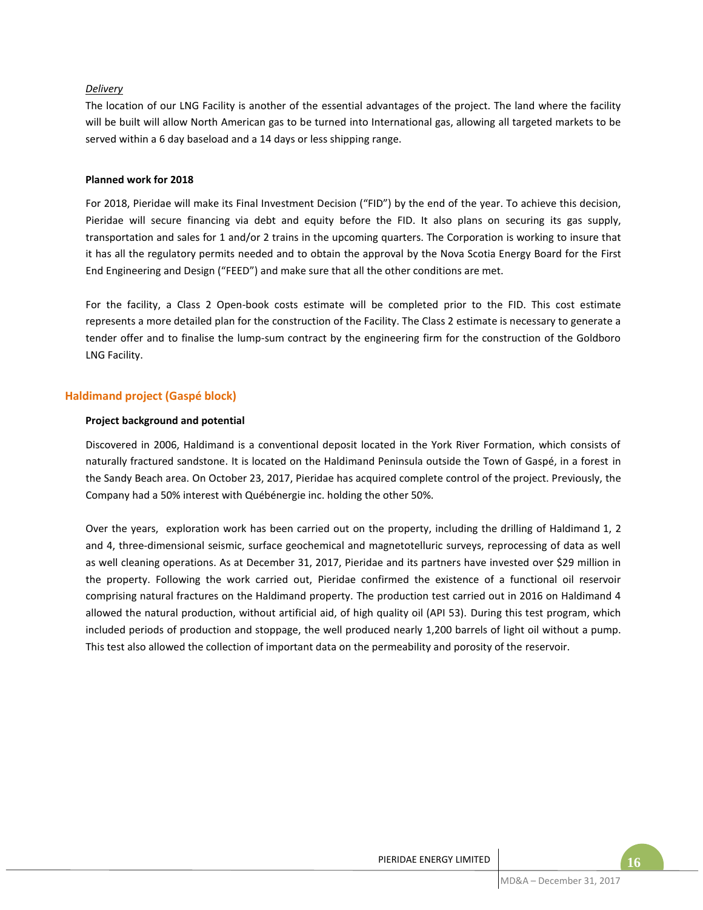*Delivery*

The location of our LNG Facility is another of the essential advantages of the project. The land where the facility will be built will allow North American gas to be turned into International gas, allowing all targeted markets to be served within a 6 day baseload and a 14 days or less shipping range.

**Planned work for 2018**

For 2018, Pieridae will make its Final Investment Decision ("FID") by the end of the year. To achieve this decision, Pieridae will secure financing via debt and equity before the FID. It also plans on securing its gas supply, transportation and sales for 1 and/or 2 trains in the upcoming quarters. The Corporation is working to insure that it has all the regulatory permits needed and to obtain the approval by the Nova Scotia Energy Board for the First End Engineering and Design ("FEED") and make sure that all the other conditions are met.

For the facility, a Class 2 Open-book costs estimate will be completed prior to the FID. This cost estimate represents a more detailed plan for the construction of the Facility. The Class 2 estimate is necessary to generate a tender offer and to finalise the lump-sum contract by the engineering firm for the construction of the Goldboro LNG Facility.

## Haldimand project (Gaspé block)

**Project background and potential**

Discovered in 2006, Haldimand is a conventional deposit located in the York River Formation, which consists of naturally fractured sandstone. It is located on the Haldimand Peninsula outside the Town of Gaspé, in a forest in the Sandy Beach area. On October 23, 2017, Pieridae has acquired complete control of the project. Previously, the Company had a 50% interest with Québénergie inc. holding the other 50%.

Over the years, exploration work has been carried out on the property, including the drilling of Haldimand 1, 2 and 4, three-dimensional seismic, surface geochemical and magnetotelluric surveys, reprocessing of data as well as well cleaning operations. As at December 31, 2017, Pieridae and its partners have invested over $29 million in the property. Following the work carried out, Pieridae confirmed the existence of a functional oil reservoir comprising natural fractures on the Haldimand property. The production test carried out in 2016 on Haldimand 4 allowed the natural production, without artificial aid, of high quality oil (API 53). During this test program, which included periods of production and stoppage, the well produced nearly 1,200 barrels of light oil without a pump. This test also allowed the collection of important data on the permeability and porosity of the reservoir.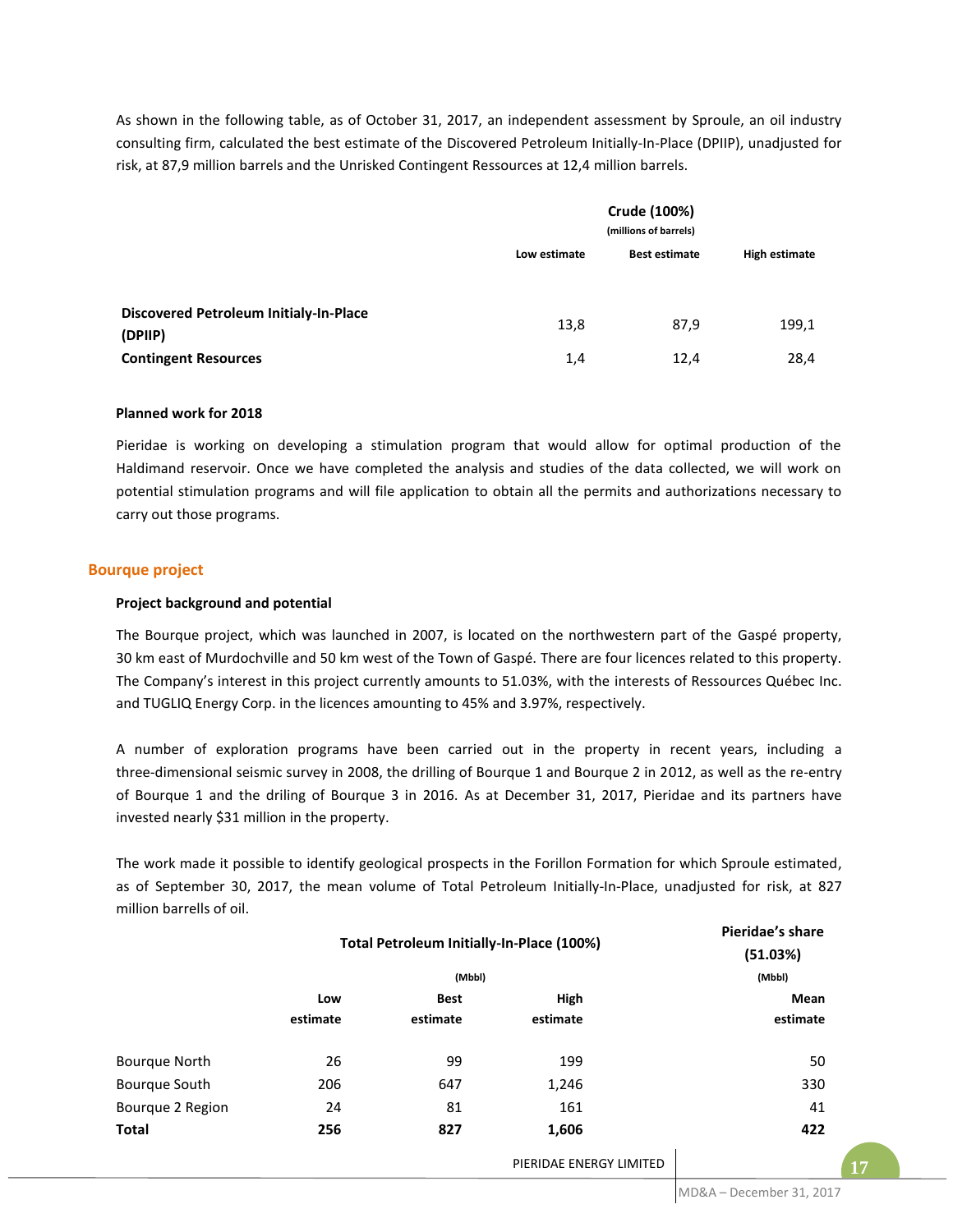As shown in the following table, as of October 31, 2017, an independent assessment by Sproule, an oil industry consulting firm, calculated the best estimate of the Discovered Petroleum Initially-In-Place (DPIIP), unadjusted for risk, at 87,9 million barrels and the Unrisked Contingent Ressources at 12,4 million barrels.

| | Crude (100%) (millions of barrels) | | |
|---|---|---|---|
| | **Low estimate** | **Best estimate** | **High estimate** |
| **Discovered Petroleum Initialy-In-Place (DPIIP)** | 13,8 | 87,9 | 199,1 |
| **Contingent Resources** | 1,4 | 12,4 | 28,4 |

**Planned work for 2018**

Pieridae is working on developing a stimulation program that would allow for optimal production of the Haldimand reservoir. Once we have completed the analysis and studies of the data collected, we will work on potential stimulation programs and will file application to obtain all the permits and authorizations necessary to carry out those programs.

## Bourque project

**Project background and potential**

The Bourque project, which was launched in 2007, is located on the northwestern part of the Gaspé property, 30 km east of Murdochville and 50 km west of the Town of Gaspé. There are four licences related to this property. The Company's interest in this project currently amounts to 51.03%, with the interests of Ressources Québec Inc. and TUGLIQ Energy Corp. in the licences amounting to 45% and 3.97%, respectively.

A number of exploration programs have been carried out in the property in recent years, including a three-dimensional seismic survey in 2008, the drilling of Bourque 1 and Bourque 2 in 2012, as well as the re-entry of Bourque 1 and the driling of Bourque 3 in 2016. As at December 31, 2017, Pieridae and its partners have invested nearly $31 million in the property.

The work made it possible to identify geological prospects in the Forillon Formation for which Sproule estimated, as of September 30, 2017, the mean volume of Total Petroleum Initially-In-Place, unadjusted for risk, at 827 million barrels of oil.

| | Total Petroleum Initially-In-Place (100%) (Mbbl) | | | Pieridae's share (51.03%) (Mbbl) |
|---|---|---|---|---|
| | **Low estimate** | **Best estimate** | **High estimate** | **Mean estimate** |
| Bourque North | 26 | 99 | 199 | 50 |
| Bourque South | 206 | 647 | 1,246 | 330 |
| Bourque 2 Region | 24 | 81 | 161 | 41 |
| **Total** | **256** | **827** | **1,606** | **422** |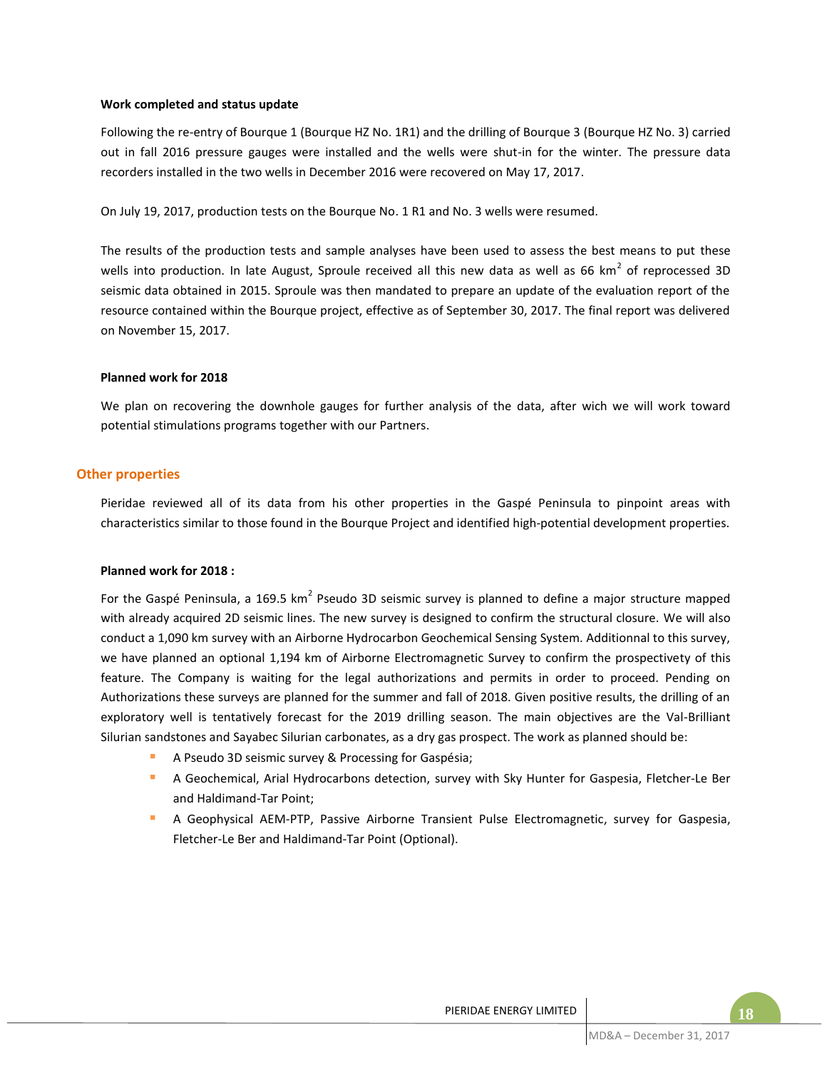**Work completed and status update**

Following the re-entry of Bourque 1 (Bourque HZ No. 1R1) and the drilling of Bourque 3 (Bourque HZ No. 3) carried out in fall 2016 pressure gauges were installed and the wells were shut-in for the winter. The pressure data recorders installed in the two wells in December 2016 were recovered on May 17, 2017.

On July 19, 2017, production tests on the Bourque No. 1 R1 and No. 3 wells were resumed.

The results of the production tests and sample analyses have been used to assess the best means to put these wells into production. In late August, Sproule received all this new data as well as 66 km$^2$ of reprocessed 3D seismic data obtained in 2015. Sproule was then mandated to prepare an update of the evaluation report of the resource contained within the Bourque project, effective as of September 30, 2017. The final report was delivered on November 15, 2017.

**Planned work for 2018**

We plan on recovering the downhole gauges for further analysis of the data, after wich we will work toward potential stimulations programs together with our Partners.

## Other properties

Pieridae reviewed all of its data from his other properties in the Gaspé Peninsula to pinpoint areas with characteristics similar to those found in the Bourque Project and identified high-potential development properties.

**Planned work for 2018 :**

For the Gaspé Peninsula, a 169.5 km$^2$ Pseudo 3D seismic survey is planned to define a major structure mapped with already acquired 2D seismic lines. The new survey is designed to confirm the structural closure. We will also conduct a 1,090 km survey with an Airborne Hydrocarbon Geochemical Sensing System. Additionnal to this survey, we have planned an optional 1,194 km of Airborne Electromagnetic Survey to confirm the prospectivety of this feature. The Company is waiting for the legal authorizations and permits in order to proceed. Pending on Authorizations these surveys are planned for the summer and fall of 2018. Given positive results, the drilling of an exploratory well is tentatively forecast for the 2019 drilling season. The main objectives are the Val-Brilliant Silurian sandstones and Sayabec Silurian carbonates, as a dry gas prospect. The work as planned should be:

- A Pseudo 3D seismic survey & Processing for Gaspésia;
- A Geochemical, Arial Hydrocarbons detection, survey with Sky Hunter for Gaspesia, Fletcher-Le Ber and Haldimand-Tar Point;
- A Geophysical AEM-PTP, Passive Airborne Transient Pulse Electromagnetic, survey for Gaspesia, Fletcher-Le Ber and Haldimand-Tar Point (Optional).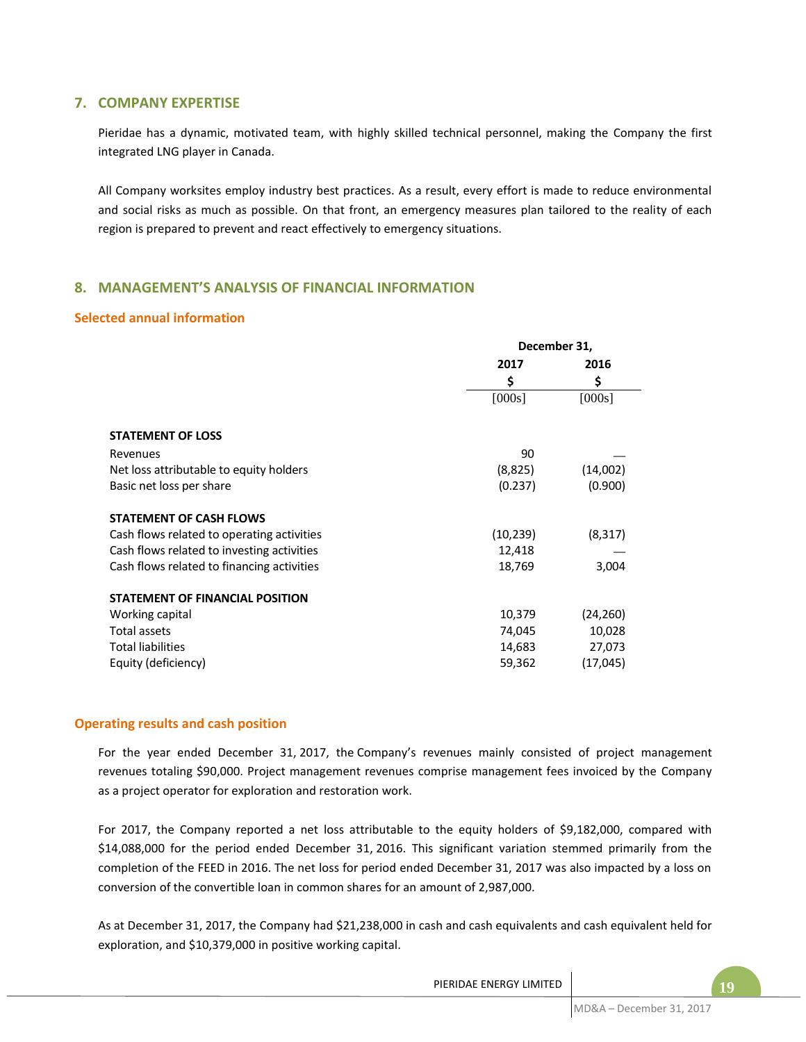## 7. COMPANY EXPERTISE

Pieridae has a dynamic, motivated team, with highly skilled technical personnel, making the Company the first integrated LNG player in Canada.

All Company worksites employ industry best practices. As a result, every effort is made to reduce environmental and social risks as much as possible. On that front, an emergency measures plan tailored to the reality of each region is prepared to prevent and react effectively to emergency situations.

## 8. MANAGEMENT'S ANALYSIS OF FINANCIAL INFORMATION

### Selected annual information

| | December 31, | |
|---|---|---|
| | 2017 | 2016 |
| | $ | $ |
| | [000s] | [000s] |
| **STATEMENT OF LOSS** | | |
| Revenues | 90 | — |
| Net loss attributable to equity holders | (8,825) | (14,002) |
| Basic net loss per share | (0.237) | (0.900) |
| **STATEMENT OF CASH FLOWS** | | |
| Cash flows related to operating activities | (10,239) | (8,317) |
| Cash flows related to investing activities | 12,418 | — |
| Cash flows related to financing activities | 18,769 | 3,004 |
| **STATEMENT OF FINANCIAL POSITION** | | |
| Working capital | 10,379 | (24,260) |
| Total assets | 74,045 | 10,028 |
| Total liabilities | 14,683 | 27,073 |
| Equity (deficiency) | 59,362 | (17,045) |

### Operating results and cash position

For the year ended December 31, 2017, the Company's revenues mainly consisted of project management revenues totaling $90,000. Project management revenues comprise management fees invoiced by the Company as a project operator for exploration and restoration work.

For 2017, the Company reported a net loss attributable to the equity holders of $9,182,000, compared with $14,088,000 for the period ended December 31, 2016. This significant variation stemmed primarily from the completion of the FEED in 2016. The net loss for period ended December 31, 2017 was also impacted by a loss on conversion of the convertible loan in common shares for an amount of 2,987,000.

As at December 31, 2017, the Company had $21,238,000 in cash and cash equivalents and cash equivalent held for exploration, and $10,379,000 in positive working capital.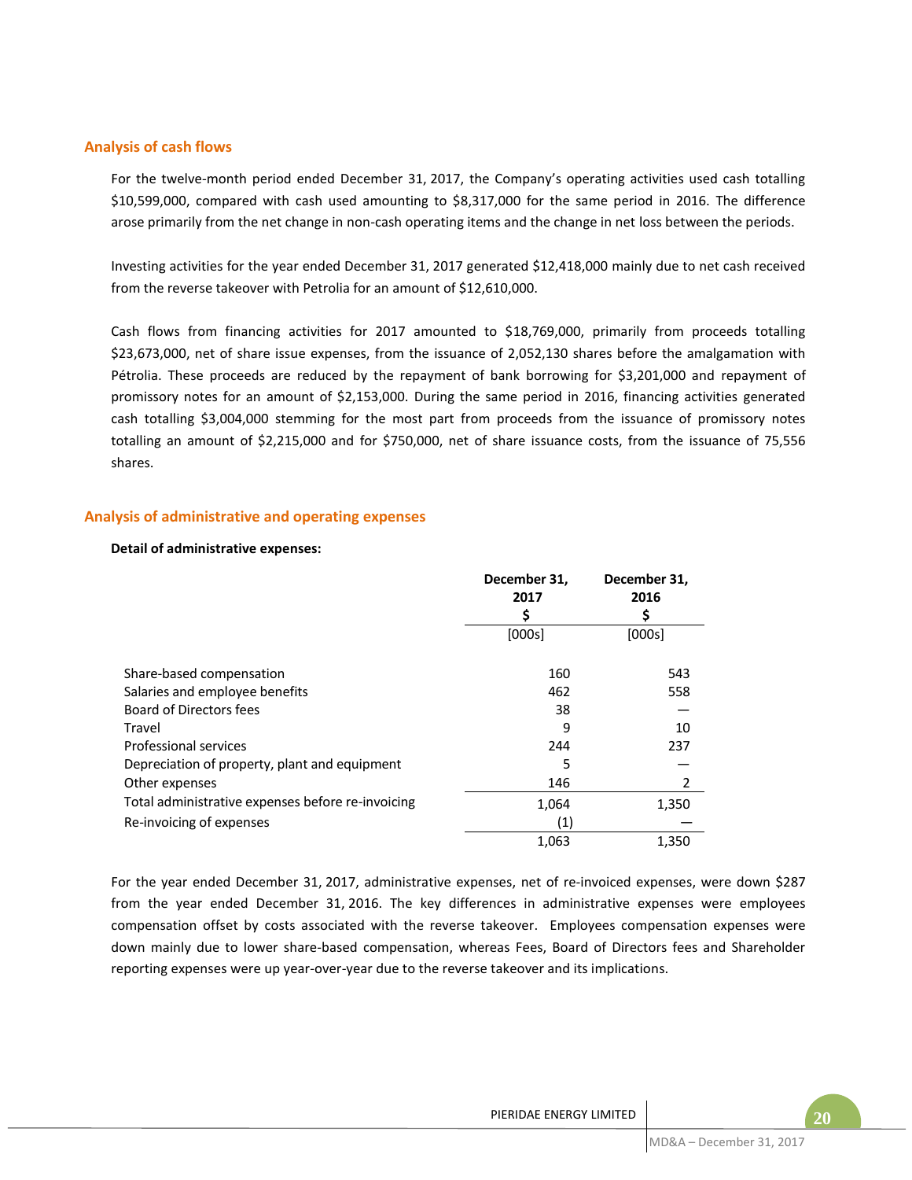## Analysis of cash flows

For the twelve-month period ended December 31, 2017, the Company's operating activities used cash totalling $10,599,000, compared with cash used amounting to $8,317,000 for the same period in 2016. The difference arose primarily from the net change in non-cash operating items and the change in net loss between the periods.

Investing activities for the year ended December 31, 2017 generated $12,418,000 mainly due to net cash received from the reverse takeover with Petrolia for an amount of $12,610,000.

Cash flows from financing activities for 2017 amounted to $18,769,000, primarily from proceeds totalling $23,673,000, net of share issue expenses, from the issuance of 2,052,130 shares before the amalgamation with Pétrolia. These proceeds are reduced by the repayment of bank borrowing for $3,201,000 and repayment of promissory notes for an amount of $2,153,000. During the same period in 2016, financing activities generated cash totalling $3,004,000 stemming for the most part from proceeds from the issuance of promissory notes totalling an amount of $2,215,000 and for $750,000, net of share issuance costs, from the issuance of 75,556 shares.

## Analysis of administrative and operating expenses

**Detail of administrative expenses:**

| | December 31, 2017 $ [000s] | December 31, 2016 $ [000s] |
|---|---|---|
| Share-based compensation | 160 | 543 |
| Salaries and employee benefits | 462 | 558 |
| Board of Directors fees | 38 | — |
| Travel | 9 | 10 |
| Professional services | 244 | 237 |
| Depreciation of property, plant and equipment | 5 | — |
| Other expenses | 146 | 2 |
| Total administrative expenses before re-invoicing | 1,064 | 1,350 |
| Re-invoicing of expenses | (1) | — |
| | 1,063 | 1,350 |

For the year ended December 31, 2017, administrative expenses, net of re-invoiced expenses, were down $287 from the year ended December 31, 2016. The key differences in administrative expenses were employees compensation offset by costs associated with the reverse takeover. Employees compensation expenses were down mainly due to lower share-based compensation, whereas Fees, Board of Directors fees and Shareholder reporting expenses were up year-over-year due to the reverse takeover and its implications.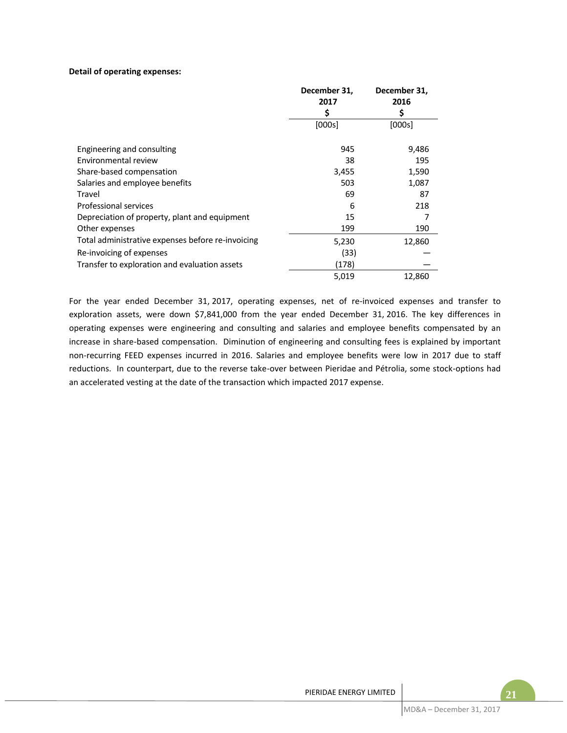**Detail of operating expenses:**

| | December 31, 2017 $ | December 31, 2016 $ |
|---|---|---|
| | [000s] | [000s] |
| Engineering and consulting | 945 | 9,486 |
| Environmental review | 38 | 195 |
| Share-based compensation | 3,455 | 1,590 |
| Salaries and employee benefits | 503 | 1,087 |
| Travel | 69 | 87 |
| Professional services | 6 | 218 |
| Depreciation of property, plant and equipment | 15 | 7 |
| Other expenses | 199 | 190 |
| Total administrative expenses before re-invoicing | 5,230 | 12,860 |
| Re-invoicing of expenses | (33) | — |
| Transfer to exploration and evaluation assets | (178) | — |
| | 5,019 | 12,860 |

For the year ended December 31, 2017, operating expenses, net of re-invoiced expenses and transfer to exploration assets, were down $7,841,000 from the year ended December 31, 2016. The key differences in operating expenses were engineering and consulting and salaries and employee benefits compensated by an increase in share-based compensation. Diminution of engineering and consulting fees is explained by important non-recurring FEED expenses incurred in 2016. Salaries and employee benefits were low in 2017 due to staff reductions. In counterpart, due to the reverse take-over between Pieridae and Pétrolia, some stock-options had an accelerated vesting at the date of the transaction which impacted 2017 expense.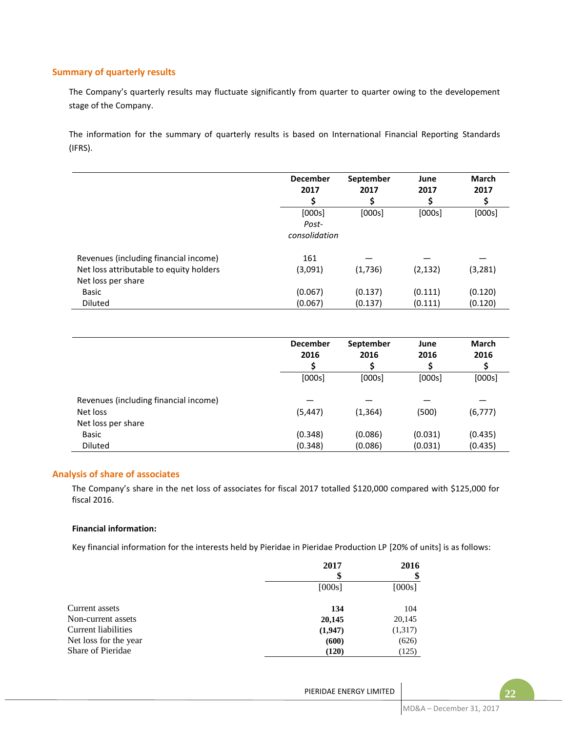## Summary of quarterly results

The Company's quarterly results may fluctuate significantly from quarter to quarter owing to the developement stage of the Company.

The information for the summary of quarterly results is based on International Financial Reporting Standards (IFRS).

| | December 2017 $ | September 2017 $ | June 2017 $ | March 2017 $ |
|---|---|---|---|---|
| | [000s] *Post-consolidation* | [000s] | [000s] | [000s] |
| Revenues (including financial income) | 161 | — | — | — |
| Net loss attributable to equity holders | (3,091) | (1,736) | (2,132) | (3,281) |
| Net loss per share | | | | |
| Basic | (0.067) | (0.137) | (0.111) | (0.120) |
| Diluted | (0.067) | (0.137) | (0.111) | (0.120) |

| | December 2016 $ | September 2016 $ | June 2016 $ | March 2016 $ |
|---|---|---|---|---|
| | [000s] | [000s] | [000s] | [000s] |
| Revenues (including financial income) | — | — | — | — |
| Net loss | (5,447) | (1,364) | (500) | (6,777) |
| Net loss per share | | | | |
| Basic | (0.348) | (0.086) | (0.031) | (0.435) |
| Diluted | (0.348) | (0.086) | (0.031) | (0.435) |

## Analysis of share of associates

The Company's share in the net loss of associates for fiscal 2017 totalled $120,000 compared with $125,000 for fiscal 2016.

**Financial information:**

Key financial information for the interests held by Pieridae in Pieridae Production LP [20% of units] is as follows:

| | 2017 $ | 2016 $ |
|---|---|---|
| | [000s] | [000s] |
| Current assets | **134** | 104 |
| Non-current assets | **20,145** | 20,145 |
| Current liabilities | **(1,947)** | (1,317) |
| Net loss for the year | **(600)** | (626) |
| Share of Pieridae | **(120)** | (125) |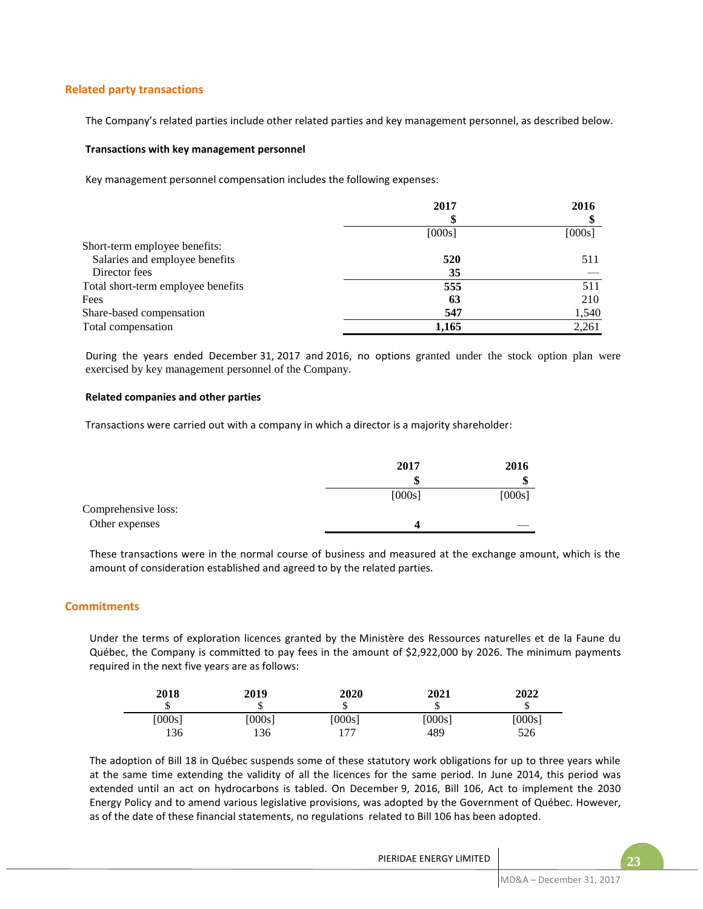## Related party transactions

The Company's related parties include other related parties and key management personnel, as described below.

**Transactions with key management personnel**

Key management personnel compensation includes the following expenses:

| | 2017<br>$<br>[000s] | 2016<br>$<br>[000s] |
|---|---|---|
| Short-term employee benefits: | | |
| Salaries and employee benefits | **520** | 511 |
| Director fees | **35** | — |
| Total short-term employee benefits | **555** | 511 |
| Fees | **63** | 210 |
| Share-based compensation | **547** | 1,540 |
| Total compensation | **1,165** | 2,261 |

During the years ended December 31, 2017 and 2016, no options granted under the stock option plan were exercised by key management personnel of the Company.

**Related companies and other parties**

Transactions were carried out with a company in which a director is a majority shareholder:

| | 2017<br>$<br>[000s] | 2016<br>$<br>[000s] |
|---|---|---|
| Comprehensive loss: | | |
| Other expenses | **4** | — |

These transactions were in the normal course of business and measured at the exchange amount, which is the amount of consideration established and agreed to by the related parties.

## Commitments

Under the terms of exploration licences granted by the Ministère des Ressources naturelles et de la Faune du Québec, the Company is committed to pay fees in the amount of $2,922,000 by 2026. The minimum payments required in the next five years are as follows:

| 2018<br>$<br>[000s] | 2019<br>$<br>[000s] | 2020<br>$<br>[000s] | 2021<br>$<br>[000s] | 2022<br>$<br>[000s] |
|---|---|---|---|---|
| 136 | 136 | 177 | 489 | 526 |

The adoption of Bill 18 in Québec suspends some of these statutory work obligations for up to three years while at the same time extending the validity of all the licences for the same period. In June 2014, this period was extended until an act on hydrocarbons is tabled. On December 9, 2016, Bill 106, Act to implement the 2030 Energy Policy and to amend various legislative provisions, was adopted by the Government of Québec. However, as of the date of these financial statements, no regulations related to Bill 106 has been adopted.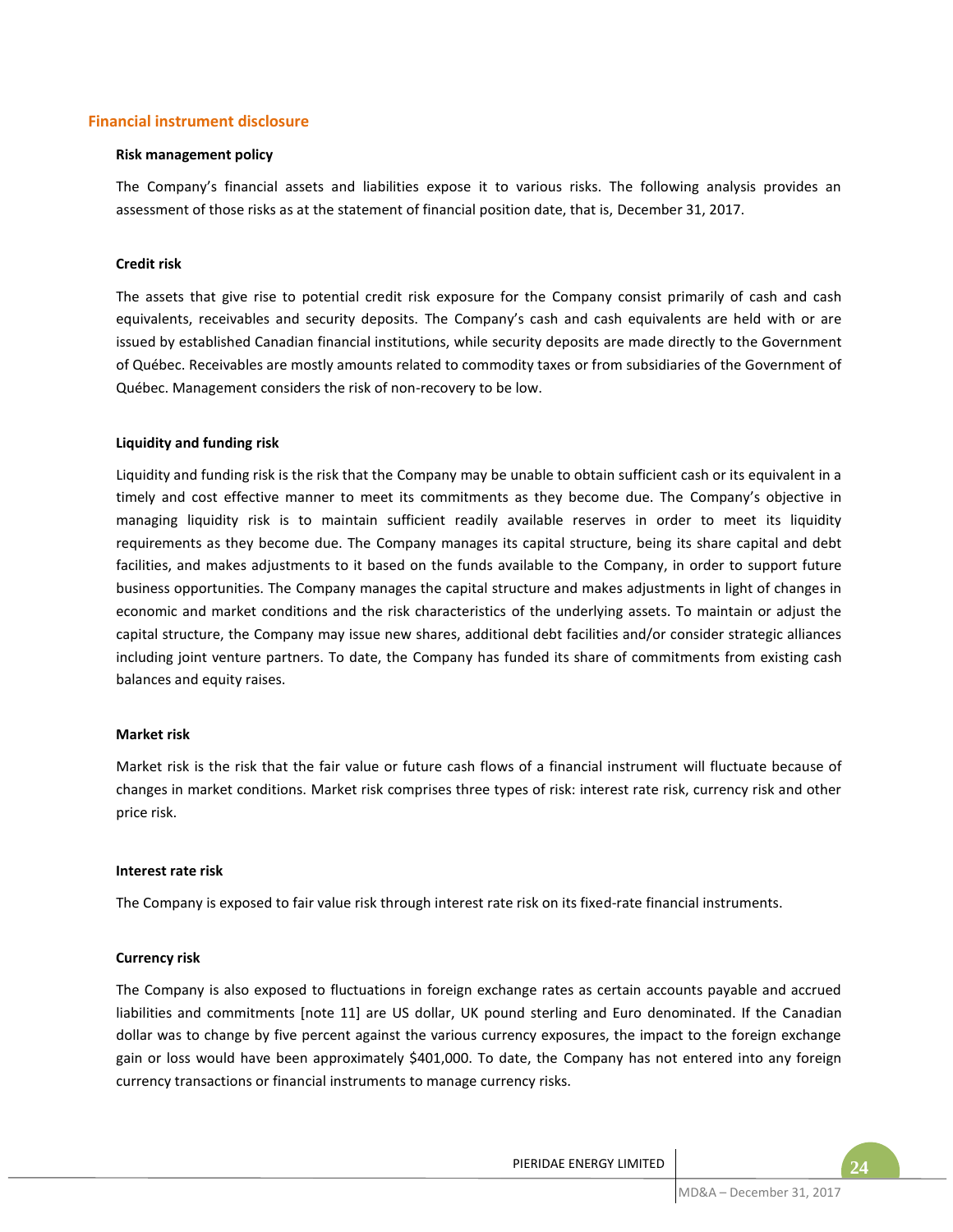## Financial instrument disclosure

### Risk management policy

The Company's financial assets and liabilities expose it to various risks. The following analysis provides an assessment of those risks as at the statement of financial position date, that is, December 31, 2017.

### Credit risk

The assets that give rise to potential credit risk exposure for the Company consist primarily of cash and cash equivalents, receivables and security deposits. The Company's cash and cash equivalents are held with or are issued by established Canadian financial institutions, while security deposits are made directly to the Government of Québec. Receivables are mostly amounts related to commodity taxes or from subsidiaries of the Government of Québec. Management considers the risk of non-recovery to be low.

### Liquidity and funding risk

Liquidity and funding risk is the risk that the Company may be unable to obtain sufficient cash or its equivalent in a timely and cost effective manner to meet its commitments as they become due. The Company's objective in managing liquidity risk is to maintain sufficient readily available reserves in order to meet its liquidity requirements as they become due. The Company manages its capital structure, being its share capital and debt facilities, and makes adjustments to it based on the funds available to the Company, in order to support future business opportunities. The Company manages the capital structure and makes adjustments in light of changes in economic and market conditions and the risk characteristics of the underlying assets. To maintain or adjust the capital structure, the Company may issue new shares, additional debt facilities and/or consider strategic alliances including joint venture partners. To date, the Company has funded its share of commitments from existing cash balances and equity raises.

### Market risk

Market risk is the risk that the fair value or future cash flows of a financial instrument will fluctuate because of changes in market conditions. Market risk comprises three types of risk: interest rate risk, currency risk and other price risk.

### Interest rate risk

The Company is exposed to fair value risk through interest rate risk on its fixed-rate financial instruments.

### Currency risk

The Company is also exposed to fluctuations in foreign exchange rates as certain accounts payable and accrued liabilities and commitments [note 11] are US dollar, UK pound sterling and Euro denominated. If the Canadian dollar was to change by five percent against the various currency exposures, the impact to the foreign exchange gain or loss would have been approximately $401,000. To date, the Company has not entered into any foreign currency transactions or financial instruments to manage currency risks.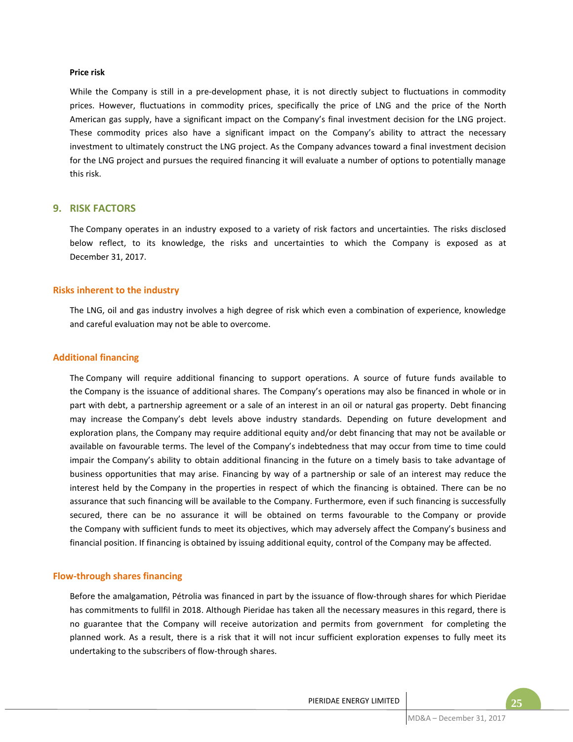**Price risk**

While the Company is still in a pre-development phase, it is not directly subject to fluctuations in commodity prices. However, fluctuations in commodity prices, specifically the price of LNG and the price of the North American gas supply, have a significant impact on the Company's final investment decision for the LNG project. These commodity prices also have a significant impact on the Company's ability to attract the necessary investment to ultimately construct the LNG project. As the Company advances toward a final investment decision for the LNG project and pursues the required financing it will evaluate a number of options to potentially manage this risk.

## 9. RISK FACTORS

The Company operates in an industry exposed to a variety of risk factors and uncertainties. The risks disclosed below reflect, to its knowledge, the risks and uncertainties to which the Company is exposed as at December 31, 2017.

### Risks inherent to the industry

The LNG, oil and gas industry involves a high degree of risk which even a combination of experience, knowledge and careful evaluation may not be able to overcome.

### Additional financing

The Company will require additional financing to support operations. A source of future funds available to the Company is the issuance of additional shares. The Company's operations may also be financed in whole or in part with debt, a partnership agreement or a sale of an interest in an oil or natural gas property. Debt financing may increase the Company's debt levels above industry standards. Depending on future development and exploration plans, the Company may require additional equity and/or debt financing that may not be available or available on favourable terms. The level of the Company's indebtedness that may occur from time to time could impair the Company's ability to obtain additional financing in the future on a timely basis to take advantage of business opportunities that may arise. Financing by way of a partnership or sale of an interest may reduce the interest held by the Company in the properties in respect of which the financing is obtained. There can be no assurance that such financing will be available to the Company. Furthermore, even if such financing is successfully secured, there can be no assurance it will be obtained on terms favourable to the Company or provide the Company with sufficient funds to meet its objectives, which may adversely affect the Company's business and financial position. If financing is obtained by issuing additional equity, control of the Company may be affected.

### Flow-through shares financing

Before the amalgamation, Pétrolia was financed in part by the issuance of flow-through shares for which Pieridae has commitments to fullfil in 2018. Although Pieridae has taken all the necessary measures in this regard, there is no guarantee that the Company will receive autorization and permits from government for completing the planned work. As a result, there is a risk that it will not incur sufficient exploration expenses to fully meet its undertaking to the subscribers of flow-through shares.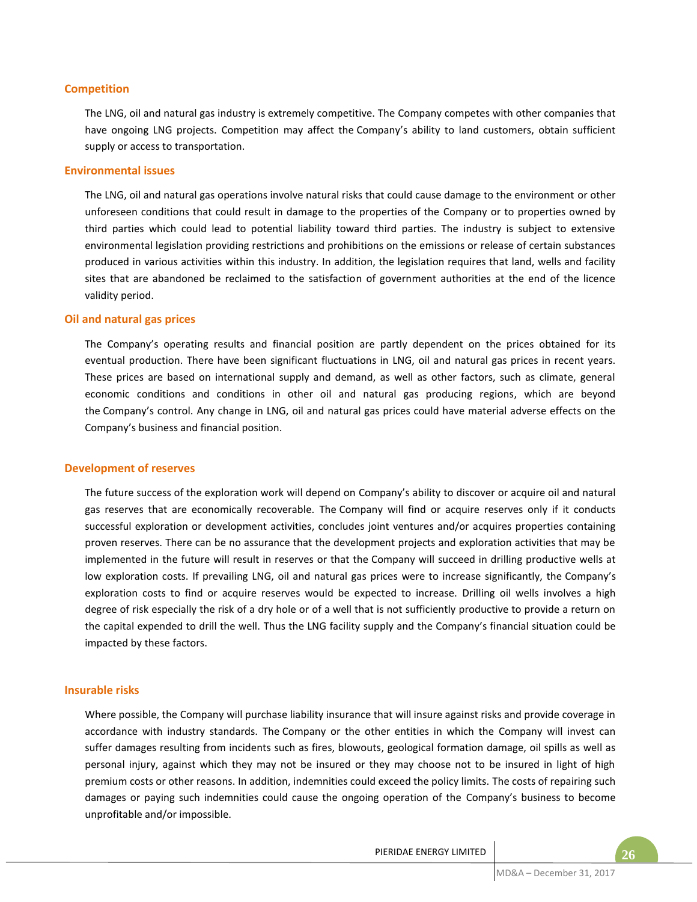### Competition

The LNG, oil and natural gas industry is extremely competitive. The Company competes with other companies that have ongoing LNG projects. Competition may affect the Company's ability to land customers, obtain sufficient supply or access to transportation.

### Environmental issues

The LNG, oil and natural gas operations involve natural risks that could cause damage to the environment or other unforeseen conditions that could result in damage to the properties of the Company or to properties owned by third parties which could lead to potential liability toward third parties. The industry is subject to extensive environmental legislation providing restrictions and prohibitions on the emissions or release of certain substances produced in various activities within this industry. In addition, the legislation requires that land, wells and facility sites that are abandoned be reclaimed to the satisfaction of government authorities at the end of the licence validity period.

### Oil and natural gas prices

The Company's operating results and financial position are partly dependent on the prices obtained for its eventual production. There have been significant fluctuations in LNG, oil and natural gas prices in recent years. These prices are based on international supply and demand, as well as other factors, such as climate, general economic conditions and conditions in other oil and natural gas producing regions, which are beyond the Company's control. Any change in LNG, oil and natural gas prices could have material adverse effects on the Company's business and financial position.

### Development of reserves

The future success of the exploration work will depend on Company's ability to discover or acquire oil and natural gas reserves that are economically recoverable. The Company will find or acquire reserves only if it conducts successful exploration or development activities, concludes joint ventures and/or acquires properties containing proven reserves. There can be no assurance that the development projects and exploration activities that may be implemented in the future will result in reserves or that the Company will succeed in drilling productive wells at low exploration costs. If prevailing LNG, oil and natural gas prices were to increase significantly, the Company's exploration costs to find or acquire reserves would be expected to increase. Drilling oil wells involves a high degree of risk especially the risk of a dry hole or of a well that is not sufficiently productive to provide a return on the capital expended to drill the well. Thus the LNG facility supply and the Company's financial situation could be impacted by these factors.

### Insurable risks

Where possible, the Company will purchase liability insurance that will insure against risks and provide coverage in accordance with industry standards. The Company or the other entities in which the Company will invest can suffer damages resulting from incidents such as fires, blowouts, geological formation damage, oil spills as well as personal injury, against which they may not be insured or they may choose not to be insured in light of high premium costs or other reasons. In addition, indemnities could exceed the policy limits. The costs of repairing such damages or paying such indemnities could cause the ongoing operation of the Company's business to become unprofitable and/or impossible.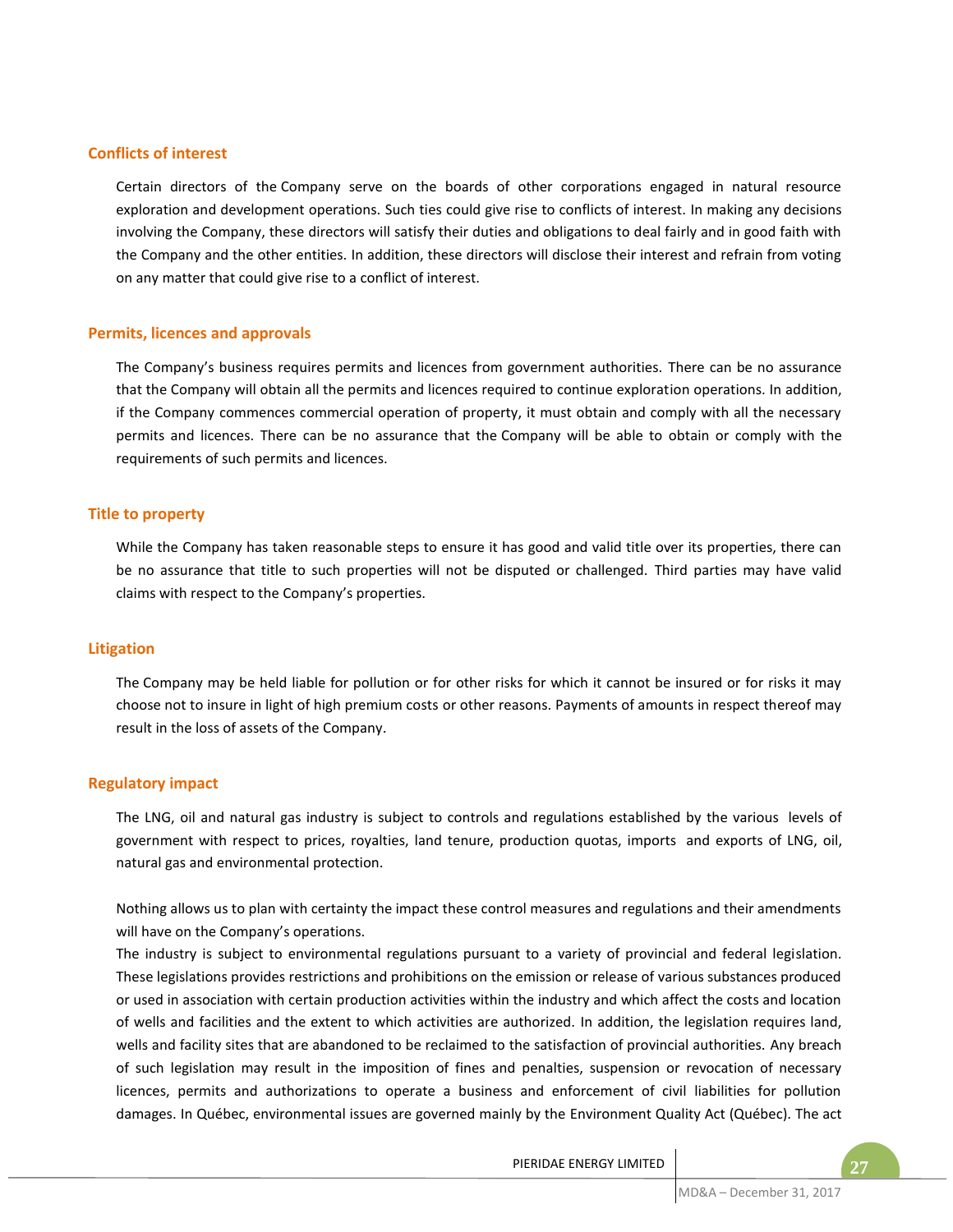## Conflicts of interest

Certain directors of the Company serve on the boards of other corporations engaged in natural resource exploration and development operations. Such ties could give rise to conflicts of interest. In making any decisions involving the Company, these directors will satisfy their duties and obligations to deal fairly and in good faith with the Company and the other entities. In addition, these directors will disclose their interest and refrain from voting on any matter that could give rise to a conflict of interest.

## Permits, licences and approvals

The Company's business requires permits and licences from government authorities. There can be no assurance that the Company will obtain all the permits and licences required to continue exploration operations. In addition, if the Company commences commercial operation of property, it must obtain and comply with all the necessary permits and licences. There can be no assurance that the Company will be able to obtain or comply with the requirements of such permits and licences.

## Title to property

While the Company has taken reasonable steps to ensure it has good and valid title over its properties, there can be no assurance that title to such properties will not be disputed or challenged. Third parties may have valid claims with respect to the Company's properties.

## Litigation

The Company may be held liable for pollution or for other risks for which it cannot be insured or for risks it may choose not to insure in light of high premium costs or other reasons. Payments of amounts in respect thereof may result in the loss of assets of the Company.

## Regulatory impact

The LNG, oil and natural gas industry is subject to controls and regulations established by the various levels of government with respect to prices, royalties, land tenure, production quotas, imports and exports of LNG, oil, natural gas and environmental protection.

Nothing allows us to plan with certainty the impact these control measures and regulations and their amendments will have on the Company's operations.

The industry is subject to environmental regulations pursuant to a variety of provincial and federal legislation. These legislations provides restrictions and prohibitions on the emission or release of various substances produced or used in association with certain production activities within the industry and which affect the costs and location of wells and facilities and the extent to which activities are authorized. In addition, the legislation requires land, wells and facility sites that are abandoned to be reclaimed to the satisfaction of provincial authorities. Any breach of such legislation may result in the imposition of fines and penalties, suspension or revocation of necessary licences, permits and authorizations to operate a business and enforcement of civil liabilities for pollution damages. In Québec, environmental issues are governed mainly by the Environment Quality Act (Québec). The act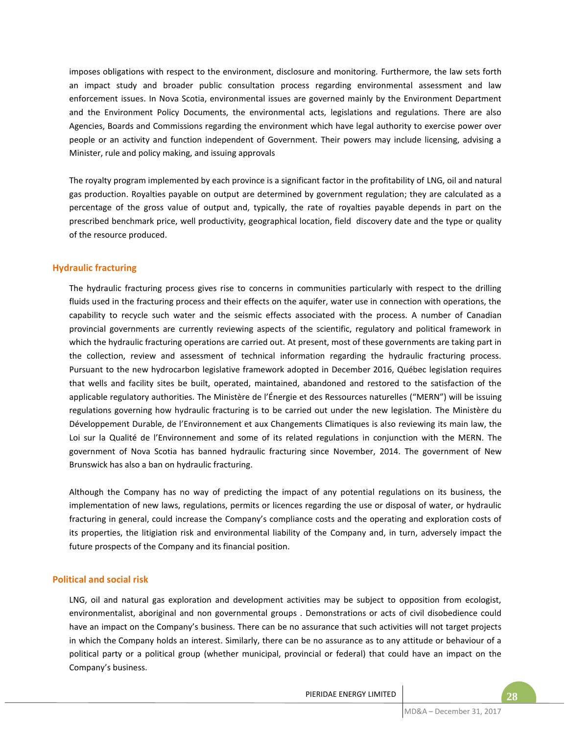imposes obligations with respect to the environment, disclosure and monitoring. Furthermore, the law sets forth an impact study and broader public consultation process regarding environmental assessment and law enforcement issues. In Nova Scotia, environmental issues are governed mainly by the Environment Department and the Environment Policy Documents, the environmental acts, legislations and regulations. There are also Agencies, Boards and Commissions regarding the environment which have legal authority to exercise power over people or an activity and function independent of Government. Their powers may include licensing, advising a Minister, rule and policy making, and issuing approvals

The royalty program implemented by each province is a significant factor in the profitability of LNG, oil and natural gas production. Royalties payable on output are determined by government regulation; they are calculated as a percentage of the gross value of output and, typically, the rate of royalties payable depends in part on the prescribed benchmark price, well productivity, geographical location, field discovery date and the type or quality of the resource produced.

## Hydraulic fracturing

The hydraulic fracturing process gives rise to concerns in communities particularly with respect to the drilling fluids used in the fracturing process and their effects on the aquifer, water use in connection with operations, the capability to recycle such water and the seismic effects associated with the process. A number of Canadian provincial governments are currently reviewing aspects of the scientific, regulatory and political framework in which the hydraulic fracturing operations are carried out. At present, most of these governments are taking part in the collection, review and assessment of technical information regarding the hydraulic fracturing process. Pursuant to the new hydrocarbon legislative framework adopted in December 2016, Québec legislation requires that wells and facility sites be built, operated, maintained, abandoned and restored to the satisfaction of the applicable regulatory authorities. The Ministère de l'Énergie et des Ressources naturelles ("MERN") will be issuing regulations governing how hydraulic fracturing is to be carried out under the new legislation. The Ministère du Développement Durable, de l'Environnement et aux Changements Climatiques is also reviewing its main law, the Loi sur la Qualité de l'Environnement and some of its related regulations in conjunction with the MERN. The government of Nova Scotia has banned hydraulic fracturing since November, 2014. The government of New Brunswick has also a ban on hydraulic fracturing.

Although the Company has no way of predicting the impact of any potential regulations on its business, the implementation of new laws, regulations, permits or licences regarding the use or disposal of water, or hydraulic fracturing in general, could increase the Company's compliance costs and the operating and exploration costs of its properties, the litigiation risk and environmental liability of the Company and, in turn, adversely impact the future prospects of the Company and its financial position.

## Political and social risk

LNG, oil and natural gas exploration and development activities may be subject to opposition from ecologist, environmentalist, aboriginal and non governmental groups . Demonstrations or acts of civil disobedience could have an impact on the Company's business. There can be no assurance that such activities will not target projects in which the Company holds an interest. Similarly, there can be no assurance as to any attitude or behaviour of a political party or a political group (whether municipal, provincial or federal) that could have an impact on the Company's business.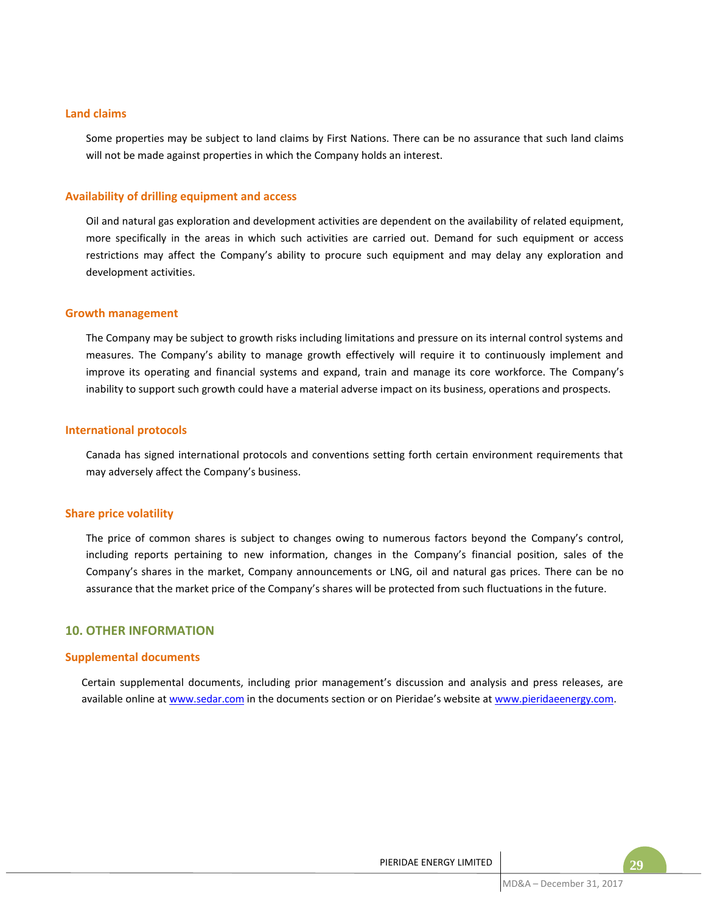### Land claims

Some properties may be subject to land claims by First Nations. There can be no assurance that such land claims will not be made against properties in which the Company holds an interest.

### Availability of drilling equipment and access

Oil and natural gas exploration and development activities are dependent on the availability of related equipment, more specifically in the areas in which such activities are carried out. Demand for such equipment or access restrictions may affect the Company's ability to procure such equipment and may delay any exploration and development activities.

### Growth management

The Company may be subject to growth risks including limitations and pressure on its internal control systems and measures. The Company's ability to manage growth effectively will require it to continuously implement and improve its operating and financial systems and expand, train and manage its core workforce. The Company's inability to support such growth could have a material adverse impact on its business, operations and prospects.

### International protocols

Canada has signed international protocols and conventions setting forth certain environment requirements that may adversely affect the Company's business.

### Share price volatility

The price of common shares is subject to changes owing to numerous factors beyond the Company's control, including reports pertaining to new information, changes in the Company's financial position, sales of the Company's shares in the market, Company announcements or LNG, oil and natural gas prices. There can be no assurance that the market price of the Company's shares will be protected from such fluctuations in the future.

## 10. OTHER INFORMATION

### Supplemental documents

Certain supplemental documents, including prior management's discussion and analysis and press releases, are available online at www.sedar.com in the documents section or on Pieridae's website at www.pieridaeenergy.com.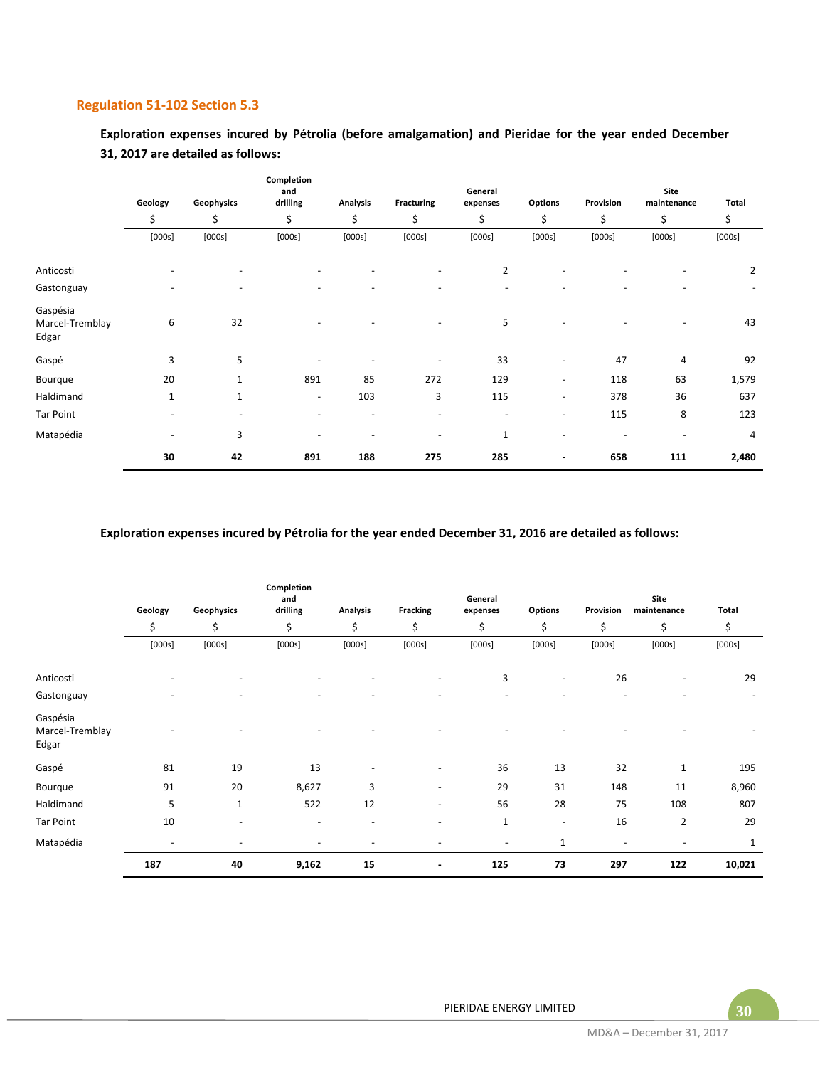## Regulation 51-102 Section 5.3

**Exploration expenses incured by Pétrolia (before amalgamation) and Pieridae for the year ended December 31, 2017 are detailed as follows:**

| | Geology | Geophysics | Completion and drilling | Analysis | Fracturing | General expenses | Options | Provision | Site maintenance | Total |
|---|---|---|---|---|---|---|---|---|---|---|
| | $ | $ | $ | $ | $ | $ | $ | $ | $ | $ |
| | [000s] | [000s] | [000s] | [000s] | [000s] | [000s] | [000s] | [000s] | [000s] | [000s] |
| Anticosti | - | - | - | - | - | 2 | - | - | - | 2 |
| Gastonguay | - | - | - | - | - | - | - | - | - | - |
| Gaspésia Marcel-Tremblay Edgar | 6 | 32 | - | - | - | 5 | - | - | - | 43 |
| Gaspé | 3 | 5 | - | - | - | 33 | - | 47 | 4 | 92 |
| Bourque | 20 | 1 | 891 | 85 | 272 | 129 | - | 118 | 63 | 1,579 |
| Haldimand | 1 | 1 | - | 103 | 3 | 115 | - | 378 | 36 | 637 |
| Tar Point | - | - | - | - | - | - | - | 115 | 8 | 123 |
| Matapédia | - | 3 | - | - | - | 1 | - | - | - | 4 |
| | **30** | **42** | **891** | **188** | **275** | **285** | **-** | **658** | **111** | **2,480** |

**Exploration expenses incured by Pétrolia for the year ended December 31, 2016 are detailed as follows:**

| | Geology | Geophysics | Completion and drilling | Analysis | Fracking | General expenses | Options | Provision | Site maintenance | Total |
|---|---|---|---|---|---|---|---|---|---|---|
| | $ | $ | $ | $ | $ | $ | $ | $ | $ | $ |
| | [000s] | [000s] | [000s] | [000s] | [000s] | [000s] | [000s] | [000s] | [000s] | [000s] |
| Anticosti | - | - | - | - | - | 3 | - | 26 | - | 29 |
| Gastonguay | - | - | - | - | - | - | - | - | - | - |
| Gaspésia Marcel-Tremblay Edgar | - | - | - | - | - | - | - | - | - | - |
| Gaspé | 81 | 19 | 13 | - | - | 36 | 13 | 32 | 1 | 195 |
| Bourque | 91 | 20 | 8,627 | 3 | - | 29 | 31 | 148 | 11 | 8,960 |
| Haldimand | 5 | 1 | 522 | 12 | - | 56 | 28 | 75 | 108 | 807 |
| Tar Point | 10 | - | - | - | - | 1 | - | 16 | 2 | 29 |
| Matapédia | - | - | - | - | - | - | 1 | - | - | 1 |
| | **187** | **40** | **9,162** | **15** | **-** | **125** | **73** | **297** | **122** | **10,021** |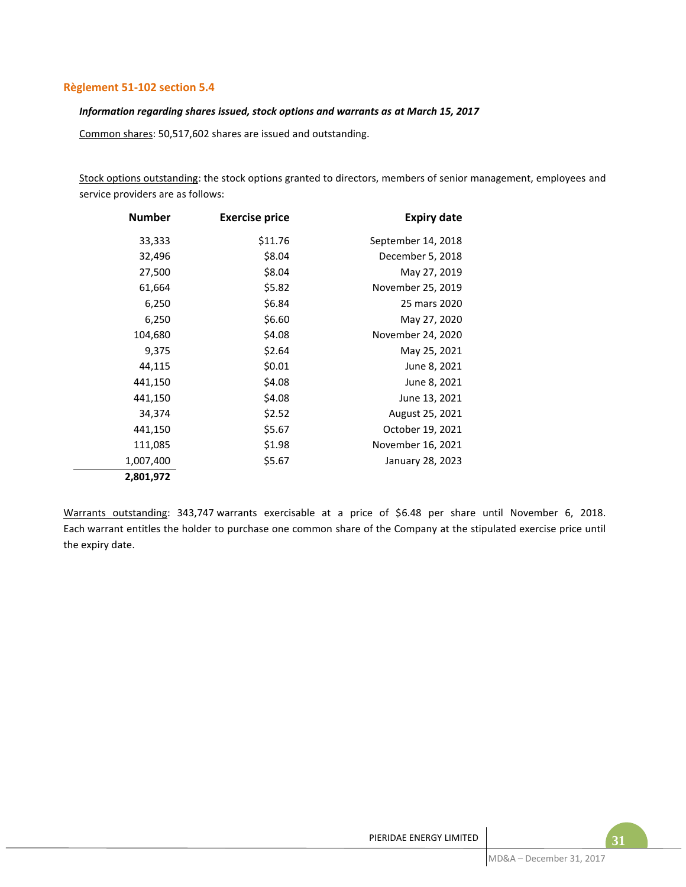## Règlement 51-102 section 5.4

***Information regarding shares issued, stock options and warrants as at March 15, 2017***

Common shares: 50,517,602 shares are issued and outstanding.

Stock options outstanding: the stock options granted to directors, members of senior management, employees and service providers are as follows:

| Number | Exercise price | Expiry date |
|---:|---:|---:|
| 33,333 | $11.76 | September 14, 2018 |
| 32,496 | $8.04 | December 5, 2018 |
| 27,500 | $8.04 | May 27, 2019 |
| 61,664 | $5.82 | November 25, 2019 |
| 6,250 | $6.84 | 25 mars 2020 |
| 6,250 | $6.60 | May 27, 2020 |
| 104,680 | $4.08 | November 24, 2020 |
| 9,375 | $2.64 | May 25, 2021 |
| 44,115 | $0.01 | June 8, 2021 |
| 441,150 | $4.08 | June 8, 2021 |
| 441,150 | $4.08 | June 13, 2021 |
| 34,374 | $2.52 | August 25, 2021 |
| 441,150 | $5.67 | October 19, 2021 |
| 111,085 | $1.98 | November 16, 2021 |
| 1,007,400 | $5.67 | January 28, 2023 |
| **2,801,972** | | |

Warrants outstanding: 343,747 warrants exercisable at a price of $6.48 per share until November 6, 2018. Each warrant entitles the holder to purchase one common share of the Company at the stipulated exercise price until the expiry date.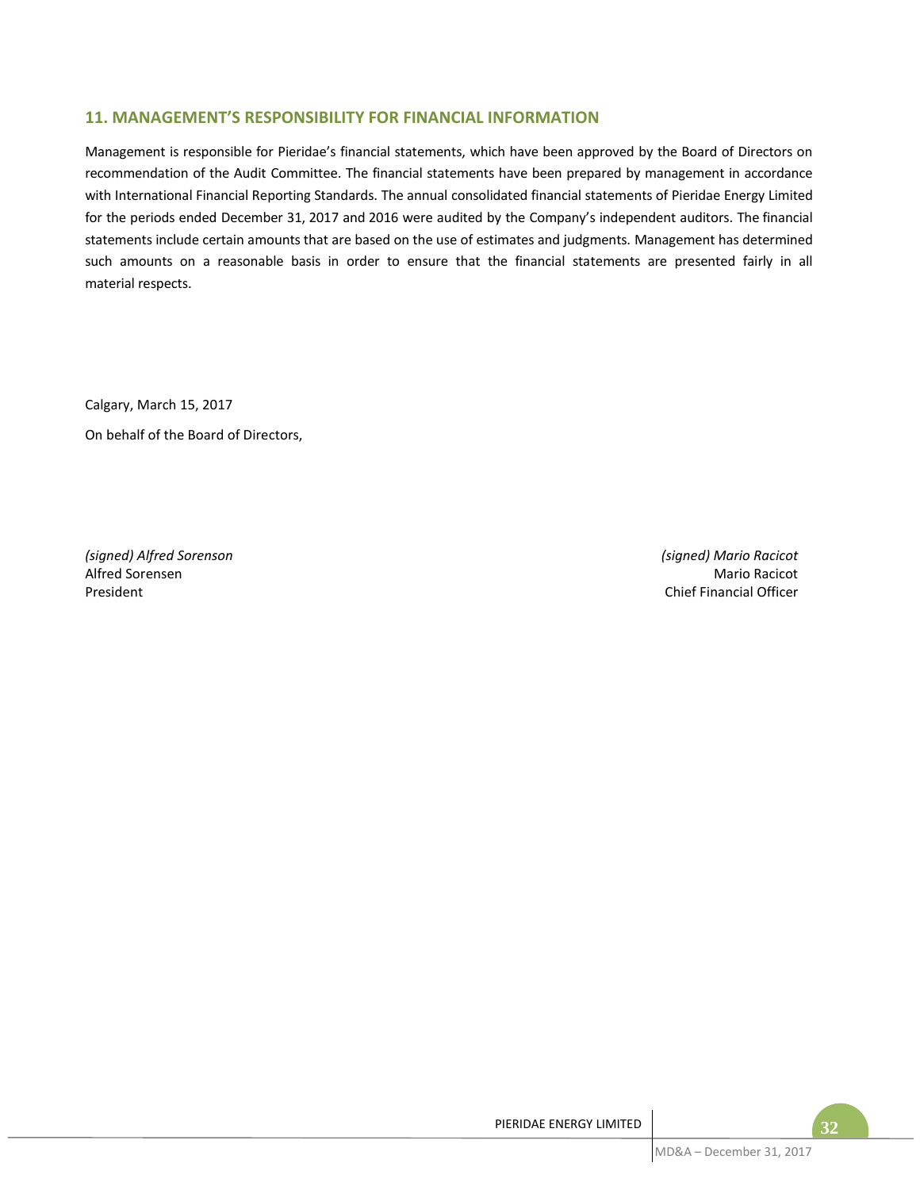## 11. MANAGEMENT'S RESPONSIBILITY FOR FINANCIAL INFORMATION

Management is responsible for Pieridae's financial statements, which have been approved by the Board of Directors on recommendation of the Audit Committee. The financial statements have been prepared by management in accordance with International Financial Reporting Standards. The annual consolidated financial statements of Pieridae Energy Limited for the periods ended December 31, 2017 and 2016 were audited by the Company's independent auditors. The financial statements include certain amounts that are based on the use of estimates and judgments. Management has determined such amounts on a reasonable basis in order to ensure that the financial statements are presented fairly in all material respects.

Calgary, March 15, 2017

On behalf of the Board of Directors,

*(signed) Alfred Sorenson*
Alfred Sorensen
President

*(signed) Mario Racicot*
Mario Racicot
Chief Financial Officer